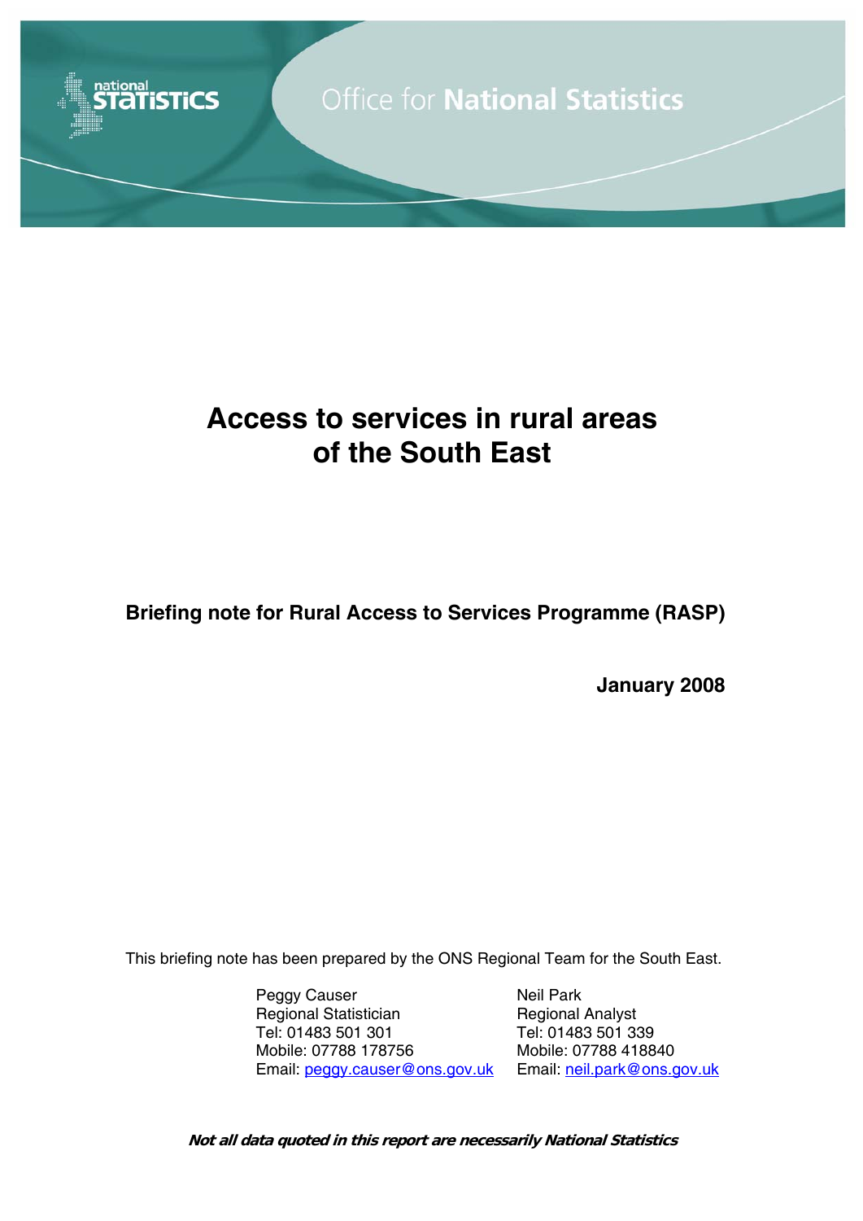Office for **National Statistics**

# Access to services in rural areas of the South East

**Briefing note for Rural Access to Services Programme (RASP)**

**January 2008**

This briefing note has been prepared by the ONS Regional Team for the South East.

Peggy Causer
Regional Statistician
Tel: 01483 501 301
Mobile: 07788 178756
Email: peggy.causer@ons.gov.uk

Neil Park
Regional Analyst
Tel: 01483 501 339
Mobile: 07788 418840
Email: neil.park@ons.gov.uk

***Not all data quoted in this report are necessarily National Statistics***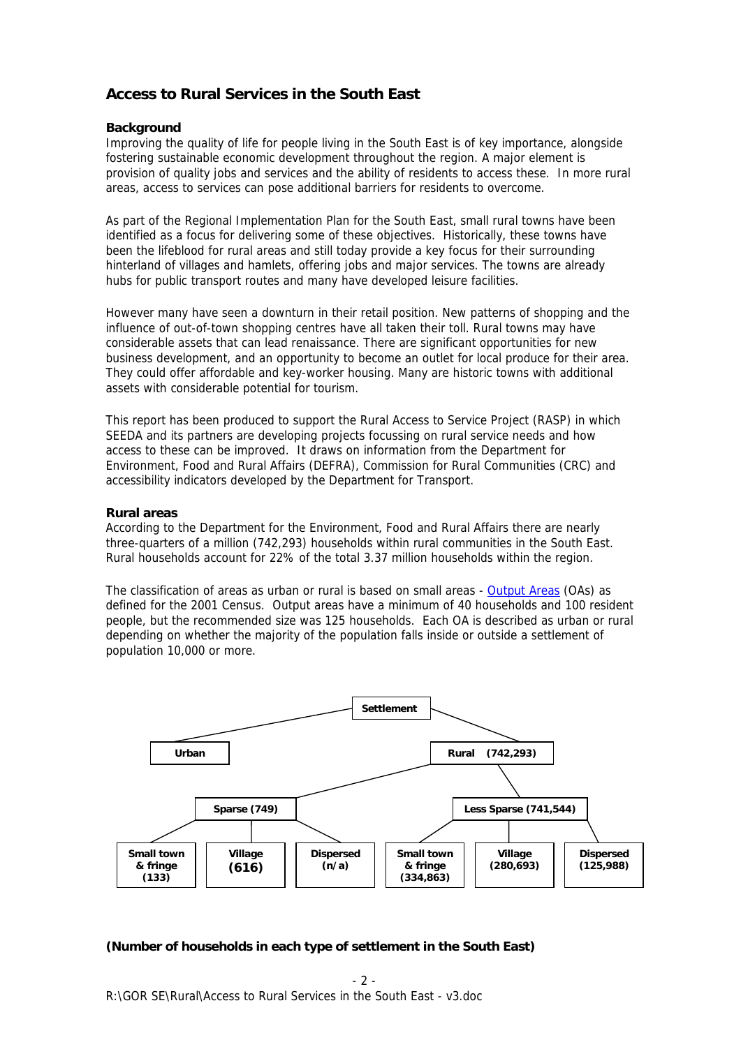## Access to Rural Services in the South East

### Background

Improving the quality of life for people living in the South East is of key importance, alongside fostering sustainable economic development throughout the region. A major element is provision of quality jobs and services and the ability of residents to access these. In more rural areas, access to services can pose additional barriers for residents to overcome.

As part of the Regional Implementation Plan for the South East, small rural towns have been identified as a focus for delivering some of these objectives. Historically, these towns have been the lifeblood for rural areas and still today provide a key focus for their surrounding hinterland of villages and hamlets, offering jobs and major services. The towns are already hubs for public transport routes and many have developed leisure facilities.

However many have seen a downturn in their retail position. New patterns of shopping and the influence of out-of-town shopping centres have all taken their toll. Rural towns may have considerable assets that can lead renaissance. There are significant opportunities for new business development, and an opportunity to become an outlet for local produce for their area. They could offer affordable and key-worker housing. Many are historic towns with additional assets with considerable potential for tourism.

This report has been produced to support the Rural Access to Service Project (RASP) in which SEEDA and its partners are developing projects focussing on rural service needs and how access to these can be improved. It draws on information from the Department for Environment, Food and Rural Affairs (DEFRA), Commission for Rural Communities (CRC) and accessibility indicators developed by the Department for Transport.

### Rural areas

According to the Department for the Environment, Food and Rural Affairs there are nearly three-quarters of a million (742,293) households within rural communities in the South East. Rural households account for 22% of the total 3.37 million households within the region.

The classification of areas as urban or rural is based on small areas - Output Areas (OAs) as defined for the 2001 Census. Output areas have a minimum of 40 households and 100 resident people, but the recommended size was 125 households. Each OA is described as urban or rural depending on whether the majority of the population falls inside or outside a settlement of population 10,000 or more.

- **Settlement**
  - **Urban**
  - **Rural (742,293)**
    - **Sparse (749)**
      - **Small town & fringe (133)**
      - **Village (616)**
      - **Dispersed (n/a)**
    - **Less Sparse (741,544)**
      - **Small town & fringe (334,863)**
      - **Village (280,693)**
      - **Dispersed (125,988)**

**(Number of households in each type of settlement in the South East)**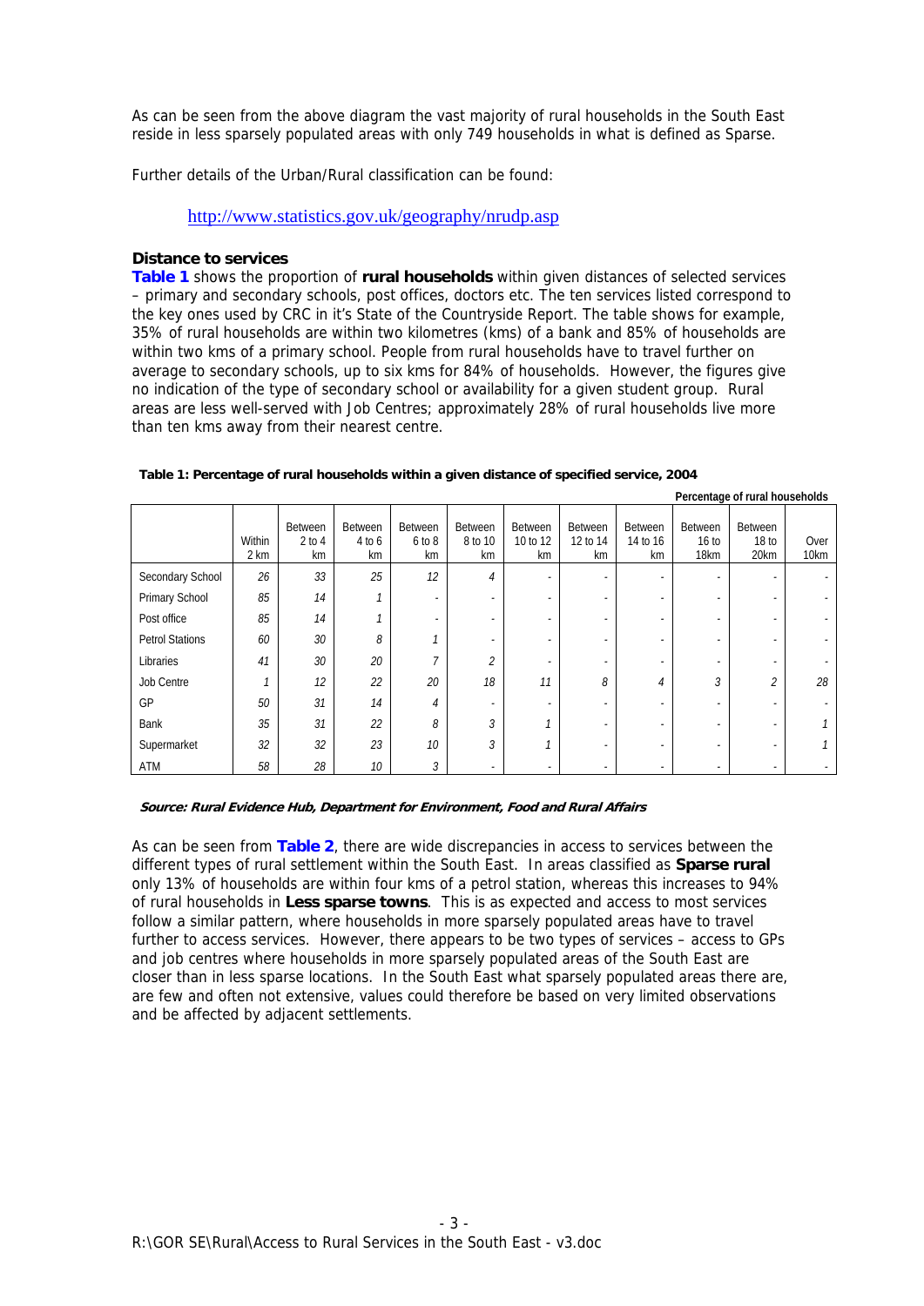As can be seen from the above diagram the vast majority of rural households in the South East reside in less sparsely populated areas with only 749 households in what is defined as Sparse.

Further details of the Urban/Rural classification can be found:

http://www.statistics.gov.uk/geography/nrudp.asp

### Distance to services

**Table 1** shows the proportion of **rural households** within given distances of selected services – primary and secondary schools, post offices, doctors etc. The ten services listed correspond to the key ones used by CRC in it's State of the Countryside Report. The table shows for example, 35% of rural households are within two kilometres (kms) of a bank and 85% of households are within two kms of a primary school. People from rural households have to travel further on average to secondary schools, up to six kms for 84% of households. However, the figures give no indication of the type of secondary school or availability for a given student group. Rural areas are less well-served with Job Centres; approximately 28% of rural households live more than ten kms away from their nearest centre.

**Table 1: Percentage of rural households within a given distance of specified service, 2004**

**Percentage of rural households**

| | Within 2 km | Between 2 to 4 km | Between 4 to 6 km | Between 6 to 8 km | Between 8 to 10 km | Between 10 to 12 km | Between 12 to 14 km | Between 14 to 16 km | Between 16 to 18km | Between 18 to 20km | Over 10km |
|---|---|---|---|---|---|---|---|---|---|---|---|
| Secondary School | 26 | 33 | 25 | 12 | 4 | - | - | - | - | - | - |
| Primary School | 85 | 14 | 1 | - | - | - | - | - | - | - | - |
| Post office | 85 | 14 | 1 | - | - | - | - | - | - | - | - |
| Petrol Stations | 60 | 30 | 8 | 1 | - | - | - | - | - | - | - |
| Libraries | 41 | 30 | 20 | 7 | 2 | - | - | - | - | - | - |
| Job Centre | 1 | 12 | 22 | 20 | 18 | 11 | 8 | 4 | 3 | 2 | 28 |
| GP | 50 | 31 | 14 | 4 | - | - | - | - | - | - | - |
| Bank | 35 | 31 | 22 | 8 | 3 | 1 | - | - | - | - | 1 |
| Supermarket | 32 | 32 | 23 | 10 | 3 | 1 | - | - | - | - | 1 |
| ATM | 58 | 28 | 10 | 3 | - | - | - | - | - | - | - |

***Source: Rural Evidence Hub, Department for Environment, Food and Rural Affairs***

As can be seen from **Table 2**, there are wide discrepancies in access to services between the different types of rural settlement within the South East. In areas classified as **Sparse rural** only 13% of households are within four kms of a petrol station, whereas this increases to 94% of rural households in **Less sparse towns**. This is as expected and access to most services follow a similar pattern, where households in more sparsely populated areas have to travel further to access services. However, there appears to be two types of services – access to GPs and job centres where households in more sparsely populated areas of the South East are closer than in less sparse locations. In the South East what sparsely populated areas there are, are few and often not extensive, values could therefore be based on very limited observations and be affected by adjacent settlements.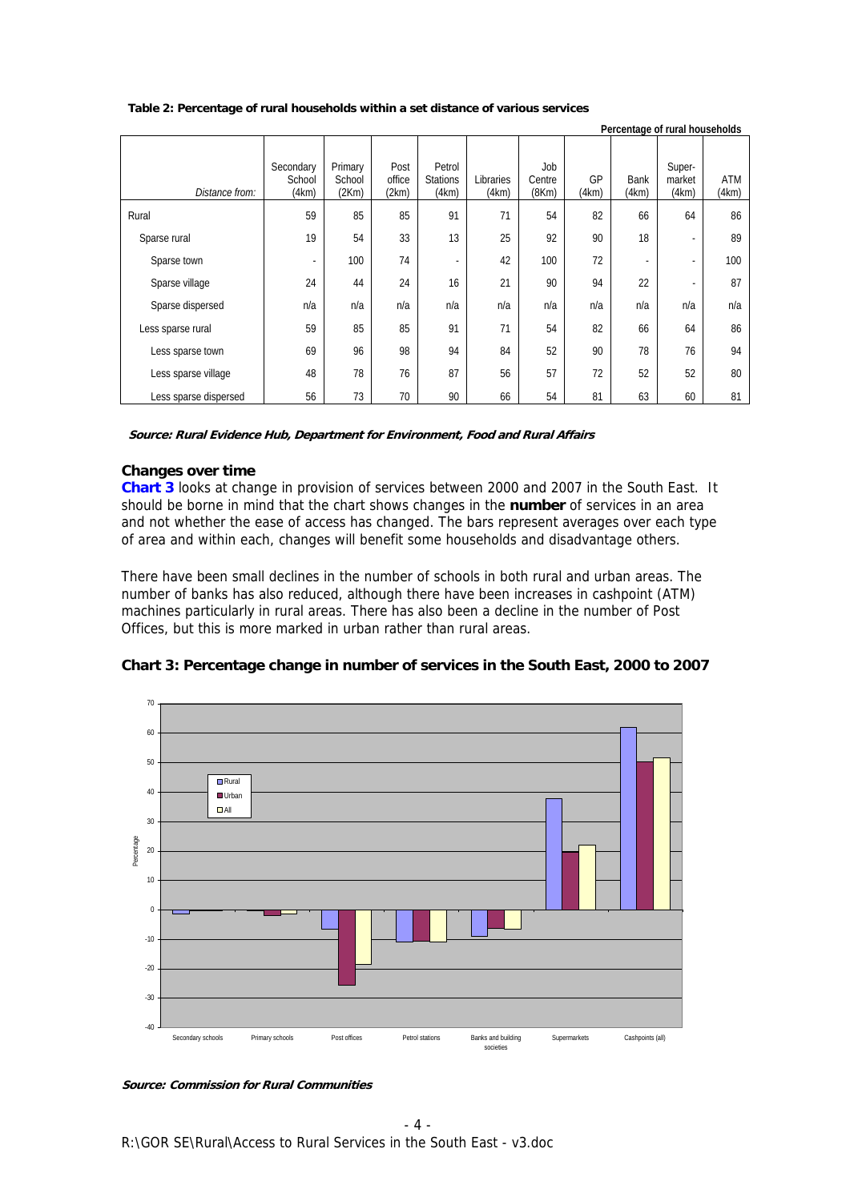**Table 2: Percentage of rural households within a set distance of various services**

Percentage of rural households

| *Distance from:* | Secondary School (4km) | Primary School (2Km) | Post office (2km) | Petrol Stations (4km) | Libraries (4km) | Job Centre (8Km) | GP (4km) | Bank (4km) | Super-market (4km) | ATM (4km) |
|---|---|---|---|---|---|---|---|---|---|---|
| Rural | 59 | 85 | 85 | 91 | 71 | 54 | 82 | 66 | 64 | 86 |
| Sparse rural | 19 | 54 | 33 | 13 | 25 | 92 | 90 | 18 | - | 89 |
| Sparse town | - | 100 | 74 | - | 42 | 100 | 72 | - | - | 100 |
| Sparse village | 24 | 44 | 24 | 16 | 21 | 90 | 94 | 22 | - | 87 |
| Sparse dispersed | n/a | n/a | n/a | n/a | n/a | n/a | n/a | n/a | n/a | n/a |
| Less sparse rural | 59 | 85 | 85 | 91 | 71 | 54 | 82 | 66 | 64 | 86 |
| Less sparse town | 69 | 96 | 98 | 94 | 84 | 52 | 90 | 78 | 76 | 94 |
| Less sparse village | 48 | 78 | 76 | 87 | 56 | 57 | 72 | 52 | 52 | 80 |
| Less sparse dispersed | 56 | 73 | 70 | 90 | 66 | 54 | 81 | 63 | 60 | 81 |

***Source: Rural Evidence Hub, Department for Environment, Food and Rural Affairs***

### Changes over time

**Chart 3** looks at change in provision of services between 2000 and 2007 in the South East. It should be borne in mind that the chart shows changes in the **number** of services in an area and not whether the ease of access has changed. The bars represent averages over each type of area and within each, changes will benefit some households and disadvantage others.

There have been small declines in the number of schools in both rural and urban areas. The number of banks has also reduced, although there have been increases in cashpoint (ATM) machines particularly in rural areas. There has also been a decline in the number of Post Offices, but this is more marked in urban rather than rural areas.

**Chart 3: Percentage change in number of services in the South East, 2000 to 2007**

***Source: Commission for Rural Communities***

R:\GOR SE\Rural\Access to Rural Services in the South East - v3.doc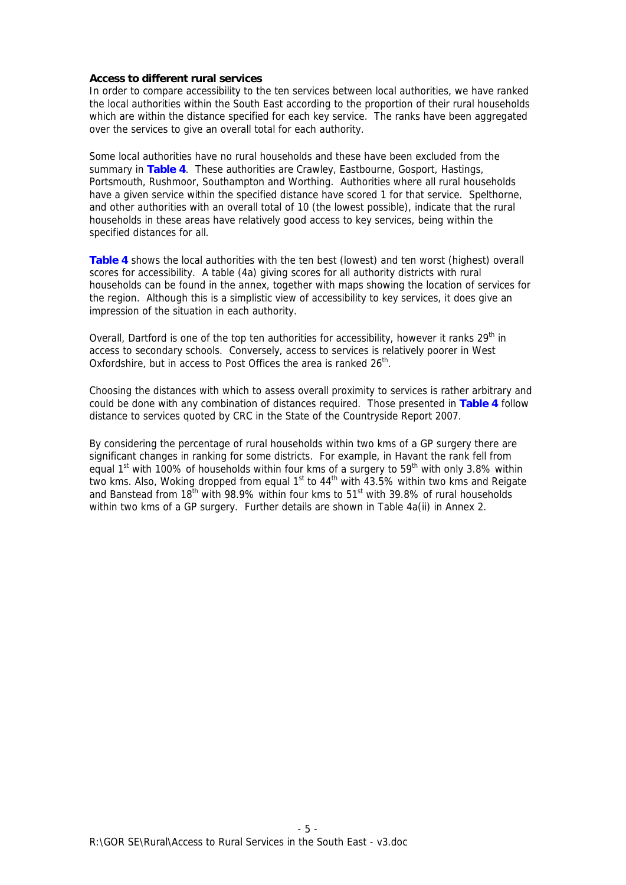**Access to different rural services**

In order to compare accessibility to the ten services between local authorities, we have ranked the local authorities within the South East according to the proportion of their rural households which are within the distance specified for each key service. The ranks have been aggregated over the services to give an overall total for each authority.

Some local authorities have no rural households and these have been excluded from the summary in **Table 4**. These authorities are Crawley, Eastbourne, Gosport, Hastings, Portsmouth, Rushmoor, Southampton and Worthing. Authorities where all rural households have a given service within the specified distance have scored 1 for that service. Spelthorne, and other authorities with an overall total of 10 (the lowest possible), indicate that the rural households in these areas have relatively good access to key services, being within the specified distances for all.

**Table 4** shows the local authorities with the ten best (lowest) and ten worst (highest) overall scores for accessibility. A table (4a) giving scores for all authority districts with rural households can be found in the annex, together with maps showing the location of services for the region. Although this is a simplistic view of accessibility to key services, it does give an impression of the situation in each authority.

Overall, Dartford is one of the top ten authorities for accessibility, however it ranks 29th in access to secondary schools. Conversely, access to services is relatively poorer in West Oxfordshire, but in access to Post Offices the area is ranked 26th.

Choosing the distances with which to assess overall proximity to services is rather arbitrary and could be done with any combination of distances required. Those presented in **Table 4** follow distance to services quoted by CRC in the State of the Countryside Report 2007.

By considering the percentage of rural households within two kms of a GP surgery there are significant changes in ranking for some districts. For example, in Havant the rank fell from equal 1st with 100% of households within four kms of a surgery to 59th with only 3.8% within two kms. Also, Woking dropped from equal 1st to 44th with 43.5% within two kms and Reigate and Banstead from 18th with 98.9% within four kms to 51st with 39.8% of rural households within two kms of a GP surgery. Further details are shown in Table 4a(ii) in Annex 2.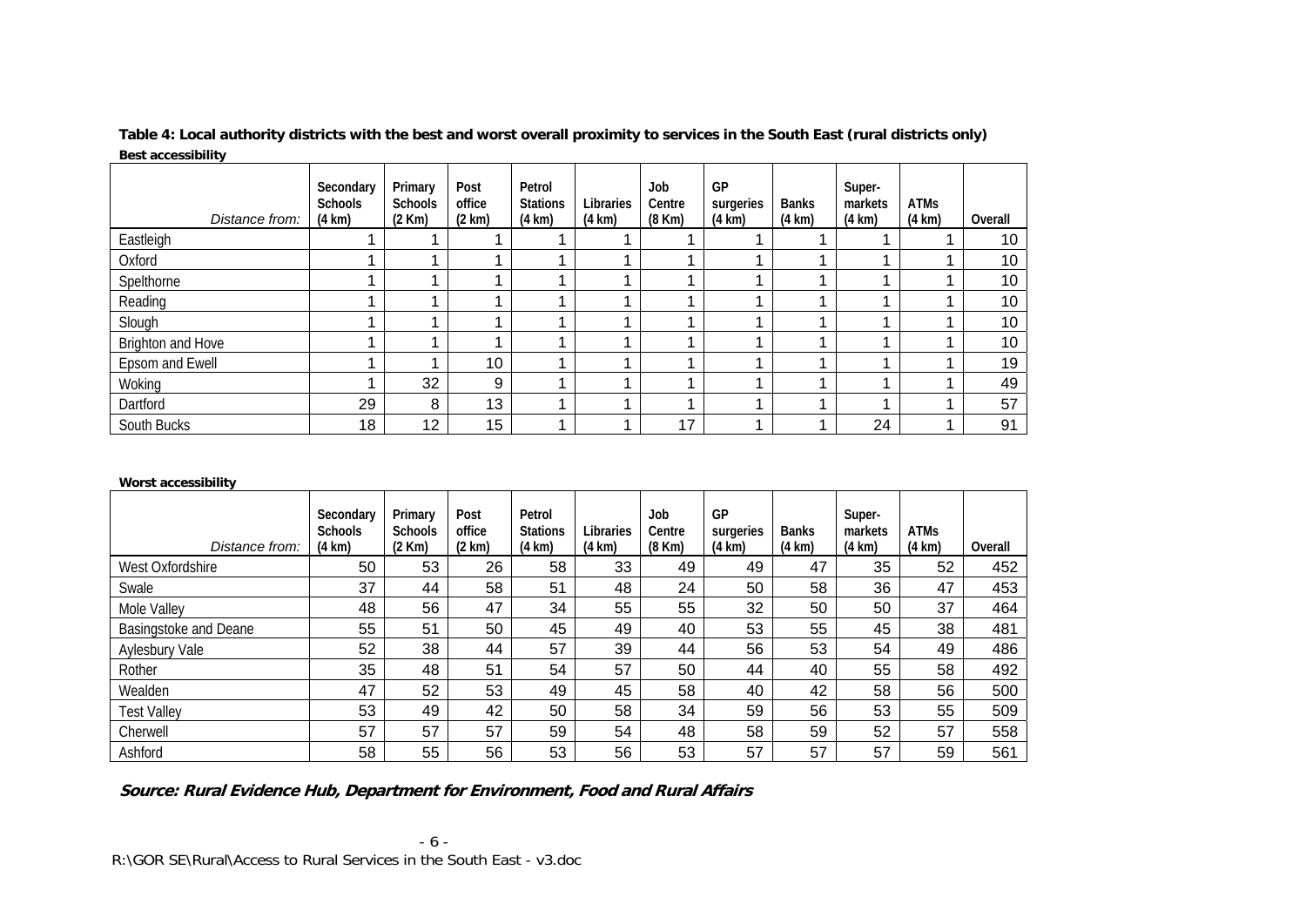**Table 4: Local authority districts with the best and worst overall proximity to services in the South East (rural districts only)**

**Best accessibility**

| *Distance from:* | Secondary Schools (4 km) | Primary Schools (2 Km) | Post office (2 km) | Petrol Stations (4 km) | Libraries (4 km) | Job Centre (8 Km) | GP surgeries (4 km) | Banks (4 km) | Super-markets (4 km) | ATMs (4 km) | Overall |
|---|---|---|---|---|---|---|---|---|---|---|---|
| Eastleigh | 1 | 1 | 1 | 1 | 1 | 1 | 1 | 1 | 1 | 1 | 10 |
| Oxford | 1 | 1 | 1 | 1 | 1 | 1 | 1 | 1 | 1 | 1 | 10 |
| Spelthorne | 1 | 1 | 1 | 1 | 1 | 1 | 1 | 1 | 1 | 1 | 10 |
| Reading | 1 | 1 | 1 | 1 | 1 | 1 | 1 | 1 | 1 | 1 | 10 |
| Slough | 1 | 1 | 1 | 1 | 1 | 1 | 1 | 1 | 1 | 1 | 10 |
| Brighton and Hove | 1 | 1 | 1 | 1 | 1 | 1 | 1 | 1 | 1 | 1 | 10 |
| Epsom and Ewell | 1 | 1 | 10 | 1 | 1 | 1 | 1 | 1 | 1 | 1 | 19 |
| Woking | 1 | 32 | 9 | 1 | 1 | 1 | 1 | 1 | 1 | 1 | 49 |
| Dartford | 29 | 8 | 13 | 1 | 1 | 1 | 1 | 1 | 1 | 1 | 57 |
| South Bucks | 18 | 12 | 15 | 1 | 1 | 17 | 1 | 1 | 24 | 1 | 91 |

**Worst accessibility**

| *Distance from:* | Secondary Schools (4 km) | Primary Schools (2 Km) | Post office (2 km) | Petrol Stations (4 km) | Libraries (4 km) | Job Centre (8 Km) | GP surgeries (4 km) | Banks (4 km) | Super-markets (4 km) | ATMs (4 km) | Overall |
|---|---|---|---|---|---|---|---|---|---|---|---|
| West Oxfordshire | 50 | 53 | 26 | 58 | 33 | 49 | 49 | 47 | 35 | 52 | 452 |
| Swale | 37 | 44 | 58 | 51 | 48 | 24 | 50 | 58 | 36 | 47 | 453 |
| Mole Valley | 48 | 56 | 47 | 34 | 55 | 55 | 32 | 50 | 50 | 37 | 464 |
| Basingstoke and Deane | 55 | 51 | 50 | 45 | 49 | 40 | 53 | 55 | 45 | 38 | 481 |
| Aylesbury Vale | 52 | 38 | 44 | 57 | 39 | 44 | 56 | 53 | 54 | 49 | 486 |
| Rother | 35 | 48 | 51 | 54 | 57 | 50 | 44 | 40 | 55 | 58 | 492 |
| Wealden | 47 | 52 | 53 | 49 | 45 | 58 | 40 | 42 | 58 | 56 | 500 |
| Test Valley | 53 | 49 | 42 | 50 | 58 | 34 | 59 | 56 | 53 | 55 | 509 |
| Cherwell | 57 | 57 | 57 | 59 | 54 | 48 | 58 | 59 | 52 | 57 | 558 |
| Ashford | 58 | 55 | 56 | 53 | 56 | 53 | 57 | 57 | 57 | 59 | 561 |

***Source: Rural Evidence Hub, Department for Environment, Food and Rural Affairs***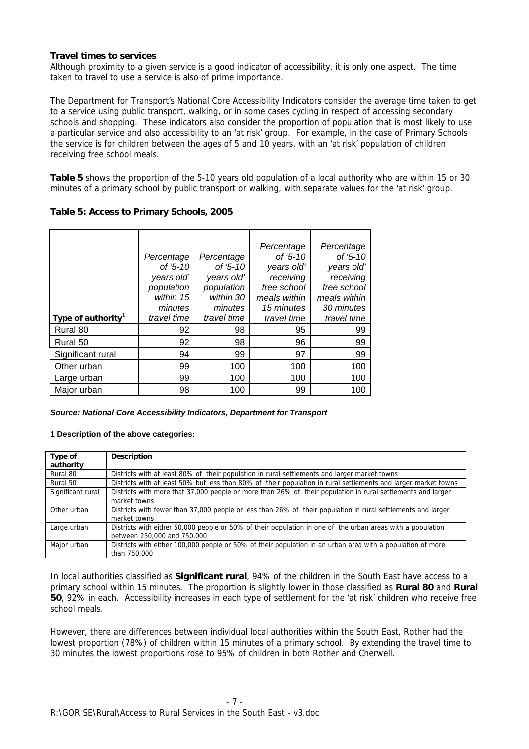**Travel times to services**

Although proximity to a given service is a good indicator of accessibility, it is only one aspect. The time taken to travel to use a service is also of prime importance.

The Department for Transport's National Core Accessibility Indicators consider the average time taken to get to a service using public transport, walking, or in some cases cycling in respect of accessing secondary schools and shopping. These indicators also consider the proportion of population that is most likely to use a particular service and also accessibility to an 'at risk' group. For example, in the case of Primary Schools the service is for children between the ages of 5 and 10 years, with an 'at risk' population of children receiving free school meals.

**Table 5** shows the proportion of the 5-10 years old population of a local authority who are within 15 or 30 minutes of a primary school by public transport or walking, with separate values for the 'at risk' group.

**Table 5: Access to Primary Schools, 2005**

| Type of authority[1] | *Percentage of '5-10 years old' population within 15 minutes travel time* | *Percentage of '5-10 years old' population within 30 minutes travel time* | *Percentage of '5-10 years old' receiving free school meals within 15 minutes travel time* | *Percentage of '5-10 years old' receiving free school meals within 30 minutes travel time* |
|---|---|---|---|---|
| Rural 80 | 92 | 98 | 95 | 99 |
| Rural 50 | 92 | 98 | 96 | 99 |
| Significant rural | 94 | 99 | 97 | 99 |
| Other urban | 99 | 100 | 100 | 100 |
| Large urban | 99 | 100 | 100 | 100 |
| Major urban | 98 | 100 | 99 | 100 |

***Source: National Core Accessibility Indicators, Department for Transport***

**1 Description of the above categories:**

| Type of authority | Description |
|---|---|
| Rural 80 | Districts with at least 80% of their population in rural settlements and larger market towns |
| Rural 50 | Districts with at least 50% but less than 80% of their population in rural settlements and larger market towns |
| Significant rural | Districts with more that 37,000 people or more than 26% of their population in rural settlements and larger market towns |
| Other urban | Districts with fewer than 37,000 people or less than 26% of their population in rural settlements and larger market towns |
| Large urban | Districts with either 50,000 people or 50% of their population in one of the urban areas with a population between 250,000 and 750,000 |
| Major urban | Districts with either 100,000 people or 50% of their population in an urban area with a population of more than 750,000 |

In local authorities classified as **Significant rural**, 94% of the children in the South East have access to a primary school within 15 minutes. The proportion is slightly lower in those classified as **Rural 80** and **Rural 50**, 92% in each. Accessibility increases in each type of settlement for the 'at risk' children who receive free school meals.

However, there are differences between individual local authorities within the South East, Rother had the lowest proportion (78%) of children within 15 minutes of a primary school. By extending the travel time to 30 minutes the lowest proportions rose to 95% of children in both Rother and Cherwell.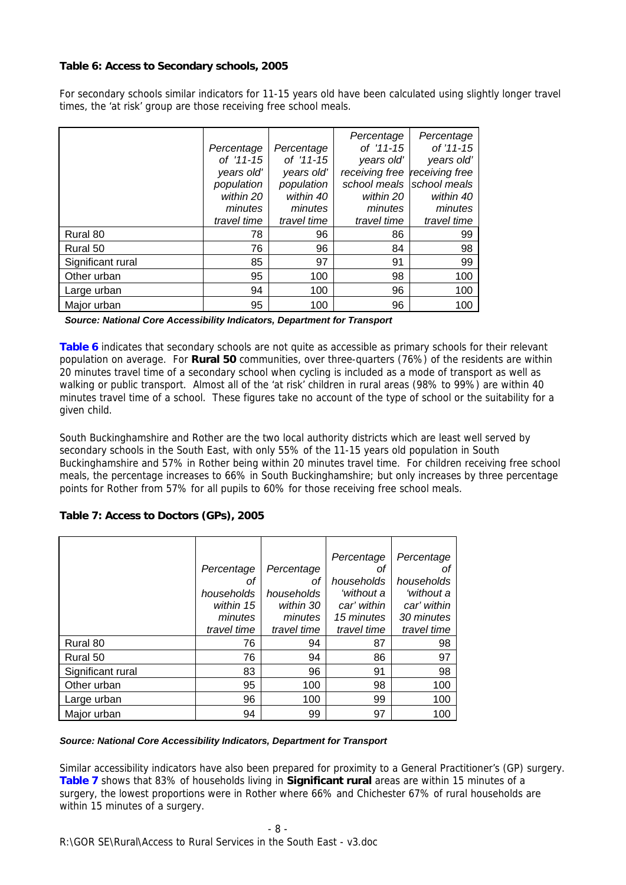**Table 6: Access to Secondary schools, 2005**

For secondary schools similar indicators for 11-15 years old have been calculated using slightly longer travel times, the 'at risk' group are those receiving free school meals.

| | *Percentage of '11-15 years old' population within 20 minutes travel time* | *Percentage of '11-15 years old' population within 40 minutes travel time* | *Percentage of '11-15 years old' receiving free school meals within 20 minutes travel time* | *Percentage of '11-15 years old' receiving free school meals within 40 minutes travel time* |
|---|---|---|---|---|
| Rural 80 | 78 | 96 | 86 | 99 |
| Rural 50 | 76 | 96 | 84 | 98 |
| Significant rural | 85 | 97 | 91 | 99 |
| Other urban | 95 | 100 | 98 | 100 |
| Large urban | 94 | 100 | 96 | 100 |
| Major urban | 95 | 100 | 96 | 100 |

***Source: National Core Accessibility Indicators, Department for Transport***

**Table 6** indicates that secondary schools are not quite as accessible as primary schools for their relevant population on average. For **Rural 50** communities, over three-quarters (76%) of the residents are within 20 minutes travel time of a secondary school when cycling is included as a mode of transport as well as walking or public transport. Almost all of the 'at risk' children in rural areas (98% to 99%) are within 40 minutes travel time of a school. These figures take no account of the type of school or the suitability for a given child.

South Buckinghamshire and Rother are the two local authority districts which are least well served by secondary schools in the South East, with only 55% of the 11-15 years old population in South Buckinghamshire and 57% in Rother being within 20 minutes travel time. For children receiving free school meals, the percentage increases to 66% in South Buckinghamshire; but only increases by three percentage points for Rother from 57% for all pupils to 60% for those receiving free school meals.

**Table 7: Access to Doctors (GPs), 2005**

| | *Percentage of households within 15 minutes travel time* | *Percentage of households within 30 minutes travel time* | *Percentage of households 'without a car' within 15 minutes travel time* | *Percentage of households 'without a car' within 30 minutes travel time* |
|---|---|---|---|---|
| Rural 80 | 76 | 94 | 87 | 98 |
| Rural 50 | 76 | 94 | 86 | 97 |
| Significant rural | 83 | 96 | 91 | 98 |
| Other urban | 95 | 100 | 98 | 100 |
| Large urban | 96 | 100 | 99 | 100 |
| Major urban | 94 | 99 | 97 | 100 |

***Source: National Core Accessibility Indicators, Department for Transport***

Similar accessibility indicators have also been prepared for proximity to a General Practitioner's (GP) surgery. **Table 7** shows that 83% of households living in **Significant rural** areas are within 15 minutes of a surgery, the lowest proportions were in Rother where 66% and Chichester 67% of rural households are within 15 minutes of a surgery.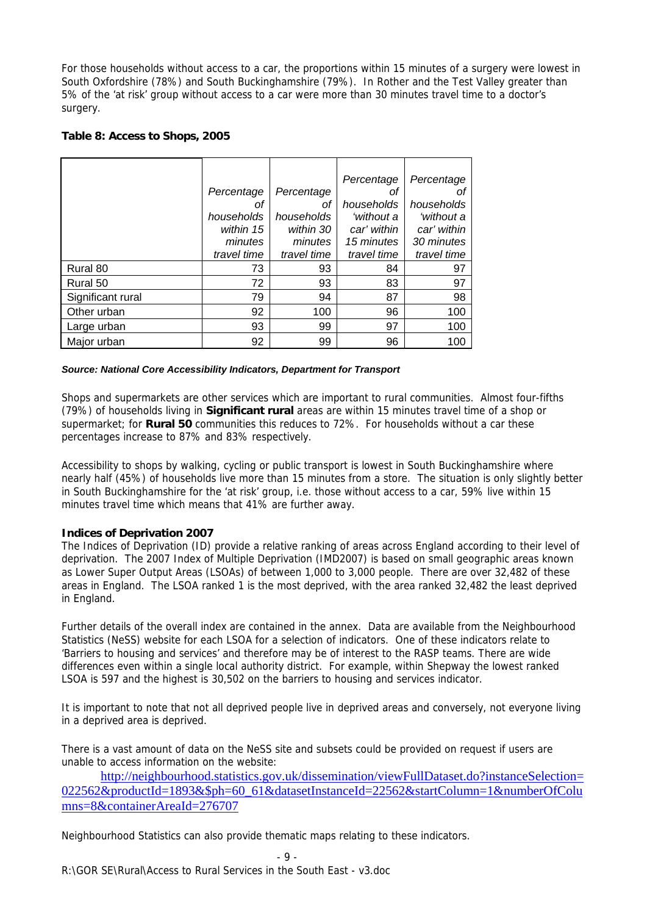For those households without access to a car, the proportions within 15 minutes of a surgery were lowest in South Oxfordshire (78%) and South Buckinghamshire (79%). In Rother and the Test Valley greater than 5% of the 'at risk' group without access to a car were more than 30 minutes travel time to a doctor's surgery.

**Table 8: Access to Shops, 2005**

| | *Percentage of households within 15 minutes travel time* | *Percentage of households within 30 minutes travel time* | *Percentage of households 'without a car' within 15 minutes travel time* | *Percentage of households 'without a car' within 30 minutes travel time* |
|---|---|---|---|---|
| Rural 80 | 73 | 93 | 84 | 97 |
| Rural 50 | 72 | 93 | 83 | 97 |
| Significant rural | 79 | 94 | 87 | 98 |
| Other urban | 92 | 100 | 96 | 100 |
| Large urban | 93 | 99 | 97 | 100 |
| Major urban | 92 | 99 | 96 | 100 |

***Source: National Core Accessibility Indicators, Department for Transport***

Shops and supermarkets are other services which are important to rural communities. Almost four-fifths (79%) of households living in **Significant rural** areas are within 15 minutes travel time of a shop or supermarket; for **Rural 50** communities this reduces to 72%. For households without a car these percentages increase to 87% and 83% respectively.

Accessibility to shops by walking, cycling or public transport is lowest in South Buckinghamshire where nearly half (45%) of households live more than 15 minutes from a store. The situation is only slightly better in South Buckinghamshire for the 'at risk' group, i.e. those without access to a car, 59% live within 15 minutes travel time which means that 41% are further away.

**Indices of Deprivation 2007**

The Indices of Deprivation (ID) provide a relative ranking of areas across England according to their level of deprivation. The 2007 Index of Multiple Deprivation (IMD2007) is based on small geographic areas known as Lower Super Output Areas (LSOAs) of between 1,000 to 3,000 people. There are over 32,482 of these areas in England. The LSOA ranked 1 is the most deprived, with the area ranked 32,482 the least deprived in England.

Further details of the overall index are contained in the annex. Data are available from the Neighbourhood Statistics (NeSS) website for each LSOA for a selection of indicators. One of these indicators relate to 'Barriers to housing and services' and therefore may be of interest to the RASP teams. There are wide differences even within a single local authority district. For example, within Shepway the lowest ranked LSOA is 597 and the highest is 30,502 on the barriers to housing and services indicator.

It is important to note that not all deprived people live in deprived areas and conversely, not everyone living in a deprived area is deprived.

There is a vast amount of data on the NeSS site and subsets could be provided on request if users are unable to access information on the website:

http://neighbourhood.statistics.gov.uk/dissemination/viewFullDataset.do?instanceSelection=022562&productId=1893&$ph=60_61&datasetInstanceId=22562&startColumn=1&numberOfColumns=8&containerAreaId=276707

Neighbourhood Statistics can also provide thematic maps relating to these indicators.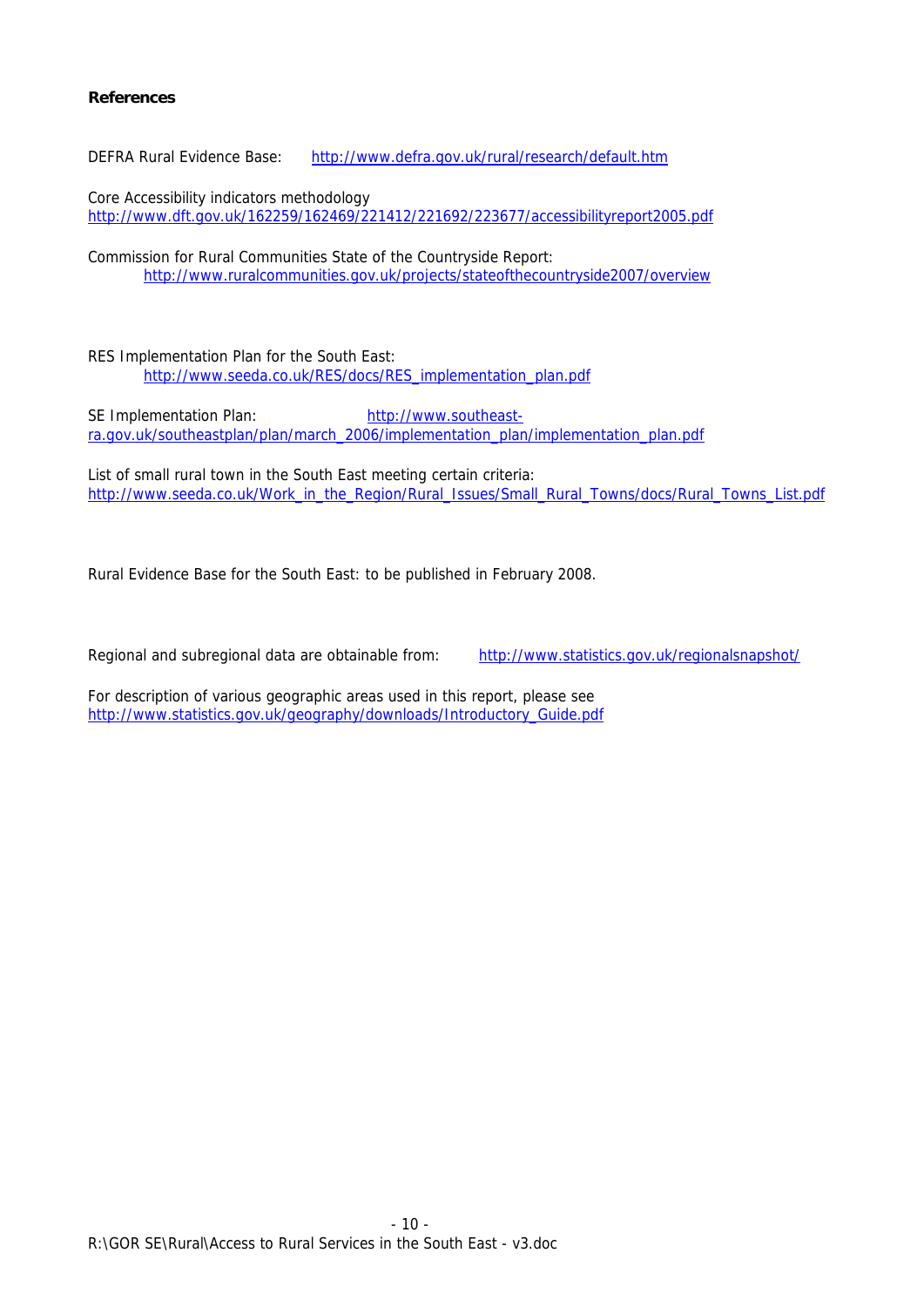**References**

DEFRA Rural Evidence Base: http://www.defra.gov.uk/rural/research/default.htm

Core Accessibility indicators methodology
http://www.dft.gov.uk/162259/162469/221412/221692/223677/accessibilityreport2005.pdf

Commission for Rural Communities State of the Countryside Report:
http://www.ruralcommunities.gov.uk/projects/stateofthecountryside2007/overview

RES Implementation Plan for the South East:
http://www.seeda.co.uk/RES/docs/RES_implementation_plan.pdf

SE Implementation Plan: http://www.southeast-ra.gov.uk/southeastplan/plan/march_2006/implementation_plan/implementation_plan.pdf

List of small rural town in the South East meeting certain criteria:
http://www.seeda.co.uk/Work_in_the_Region/Rural_Issues/Small_Rural_Towns/docs/Rural_Towns_List.pdf

Rural Evidence Base for the South East: to be published in February 2008.

Regional and subregional data are obtainable from: http://www.statistics.gov.uk/regionalsnapshot/

For description of various geographic areas used in this report, please see
http://www.statistics.gov.uk/geography/downloads/Introductory_Guide.pdf

R:\GOR SE\Rural\Access to Rural Services in the South East - v3.doc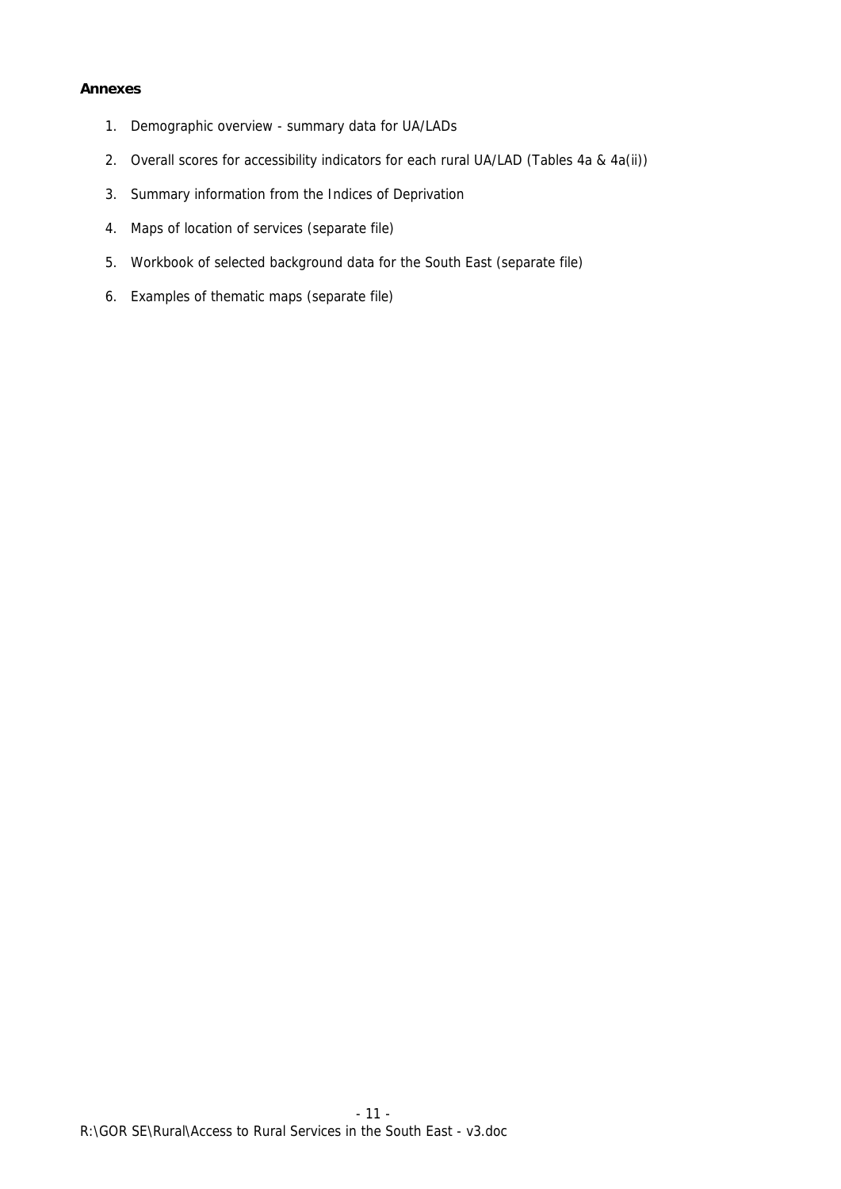**Annexes**

1. Demographic overview - summary data for UA/LADs
2. Overall scores for accessibility indicators for each rural UA/LAD (Tables 4a & 4a(ii))
3. Summary information from the Indices of Deprivation
4. Maps of location of services (separate file)
5. Workbook of selected background data for the South East (separate file)
6. Examples of thematic maps (separate file)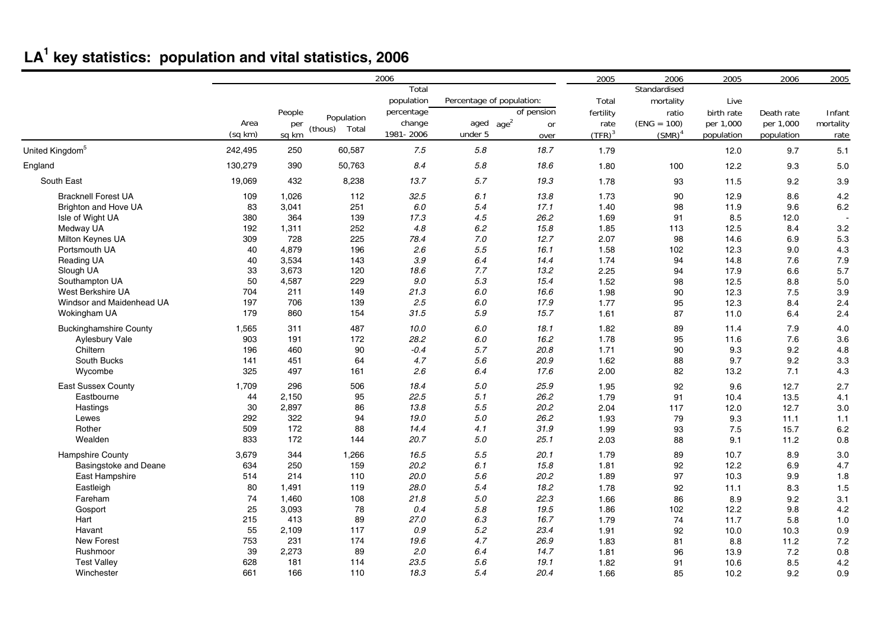# LA[1] key statistics: population and vital statistics, 2006

| | 2006 | | | | | | | 2005 | 2006 | 2005 | 2006 | 2005 |
|---|---|---|---|---|---|---|---|---|---|---|---|---|
| | Area (sq km) | People per sq km | Population (thous) Total | Total population percentage change 1981- 2006 | Percentage of population: aged under 5 | Percentage of population: aged of pension age[2] or over | | Total fertility rate (TFR)[3] | Standardised mortality ratio (ENG = 100) (SMR)[4] | Live birth rate per 1,000 population | Death rate per 1,000 population | Infant mortality rate |
| United Kingdom[5] | 242,495 | 250 | 60,587 | 7.5 | 5.8 | 18.7 | | 1.79 | | 12.0 | 9.7 | 5.1 |
| England | 130,279 | 390 | 50,763 | 8.4 | 5.8 | 18.6 | | 1.80 | 100 | 12.2 | 9.3 | 5.0 |
| South East | 19,069 | 432 | 8,238 | 13.7 | 5.7 | 19.3 | | 1.78 | 93 | 11.5 | 9.2 | 3.9 |
| Bracknell Forest UA | 109 | 1,026 | 112 | 32.5 | 6.1 | 13.8 | | 1.73 | 90 | 12.9 | 8.6 | 4.2 |
| Brighton and Hove UA | 83 | 3,041 | 251 | 6.0 | 5.4 | 17.1 | | 1.40 | 98 | 11.9 | 9.6 | 6.2 |
| Isle of Wight UA | 380 | 364 | 139 | 17.3 | 4.5 | 26.2 | | 1.69 | 91 | 8.5 | 12.0 | - |
| Medway UA | 192 | 1,311 | 252 | 4.8 | 6.2 | 15.8 | | 1.85 | 113 | 12.5 | 8.4 | 3.2 |
| Milton Keynes UA | 309 | 728 | 225 | 78.4 | 7.0 | 12.7 | | 2.07 | 98 | 14.6 | 6.9 | 5.3 |
| Portsmouth UA | 40 | 4,879 | 196 | 2.6 | 5.5 | 16.1 | | 1.58 | 102 | 12.3 | 9.0 | 4.3 |
| Reading UA | 40 | 3,534 | 143 | 3.9 | 6.4 | 14.4 | | 1.74 | 94 | 14.8 | 7.6 | 7.9 |
| Slough UA | 33 | 3,673 | 120 | 18.6 | 7.7 | 13.2 | | 2.25 | 94 | 17.9 | 6.6 | 5.7 |
| Southampton UA | 50 | 4,587 | 229 | 9.0 | 5.3 | 15.4 | | 1.52 | 98 | 12.5 | 8.8 | 5.0 |
| West Berkshire UA | 704 | 211 | 149 | 21.3 | 6.0 | 16.6 | | 1.98 | 90 | 12.3 | 7.5 | 3.9 |
| Windsor and Maidenhead UA | 197 | 706 | 139 | 2.5 | 6.0 | 17.9 | | 1.77 | 95 | 12.3 | 8.4 | 2.4 |
| Wokingham UA | 179 | 860 | 154 | 31.5 | 5.9 | 15.7 | | 1.61 | 87 | 11.0 | 6.4 | 2.4 |
| Buckinghamshire County | 1,565 | 311 | 487 | 10.0 | 6.0 | 18.1 | | 1.82 | 89 | 11.4 | 7.9 | 4.0 |
| Aylesbury Vale | 903 | 191 | 172 | 28.2 | 6.0 | 16.2 | | 1.78 | 95 | 11.6 | 7.6 | 3.6 |
| Chiltern | 196 | 460 | 90 | -0.4 | 5.7 | 20.8 | | 1.71 | 90 | 9.3 | 9.2 | 4.8 |
| South Bucks | 141 | 451 | 64 | 4.7 | 5.6 | 20.9 | | 1.62 | 88 | 9.7 | 9.2 | 3.3 |
| Wycombe | 325 | 497 | 161 | 2.6 | 6.4 | 17.6 | | 2.00 | 82 | 13.2 | 7.1 | 4.3 |
| East Sussex County | 1,709 | 296 | 506 | 18.4 | 5.0 | 25.9 | | 1.95 | 92 | 9.6 | 12.7 | 2.7 |
| Eastbourne | 44 | 2,150 | 95 | 22.5 | 5.1 | 26.2 | | 1.79 | 91 | 10.4 | 13.5 | 4.1 |
| Hastings | 30 | 2,897 | 86 | 13.8 | 5.5 | 20.2 | | 2.04 | 117 | 12.0 | 12.7 | 3.0 |
| Lewes | 292 | 322 | 94 | 19.0 | 5.0 | 26.2 | | 1.93 | 79 | 9.3 | 11.1 | 1.1 |
| Rother | 509 | 172 | 88 | 14.4 | 4.1 | 31.9 | | 1.99 | 93 | 7.5 | 15.7 | 6.2 |
| Wealden | 833 | 172 | 144 | 20.7 | 5.0 | 25.1 | | 2.03 | 88 | 9.1 | 11.2 | 0.8 |
| Hampshire County | 3,679 | 344 | 1,266 | 16.5 | 5.5 | 20.1 | | 1.79 | 89 | 10.7 | 8.9 | 3.0 |
| Basingstoke and Deane | 634 | 250 | 159 | 20.2 | 6.1 | 15.8 | | 1.81 | 92 | 12.2 | 6.9 | 4.7 |
| East Hampshire | 514 | 214 | 110 | 20.0 | 5.6 | 20.2 | | 1.89 | 97 | 10.3 | 9.9 | 1.8 |
| Eastleigh | 80 | 1,491 | 119 | 28.0 | 5.4 | 18.2 | | 1.78 | 92 | 11.1 | 8.3 | 1.5 |
| Fareham | 74 | 1,460 | 108 | 21.8 | 5.0 | 22.3 | | 1.66 | 86 | 8.9 | 9.2 | 3.1 |
| Gosport | 25 | 3,093 | 78 | 0.4 | 5.8 | 19.5 | | 1.86 | 102 | 12.2 | 9.8 | 4.2 |
| Hart | 215 | 413 | 89 | 27.0 | 6.3 | 16.7 | | 1.79 | 74 | 11.7 | 5.8 | 1.0 |
| Havant | 55 | 2,109 | 117 | 0.9 | 5.2 | 23.4 | | 1.91 | 92 | 10.0 | 10.3 | 0.9 |
| New Forest | 753 | 231 | 174 | 19.6 | 4.7 | 26.9 | | 1.83 | 81 | 8.8 | 11.2 | 7.2 |
| Rushmoor | 39 | 2,273 | 89 | 2.0 | 6.4 | 14.7 | | 1.81 | 96 | 13.9 | 7.2 | 0.8 |
| Test Valley | 628 | 181 | 114 | 23.5 | 5.6 | 19.1 | | 1.82 | 91 | 10.6 | 8.5 | 4.2 |
| Winchester | 661 | 166 | 110 | 18.3 | 5.4 | 20.4 | | 1.66 | 85 | 10.2 | 9.2 | 0.9 |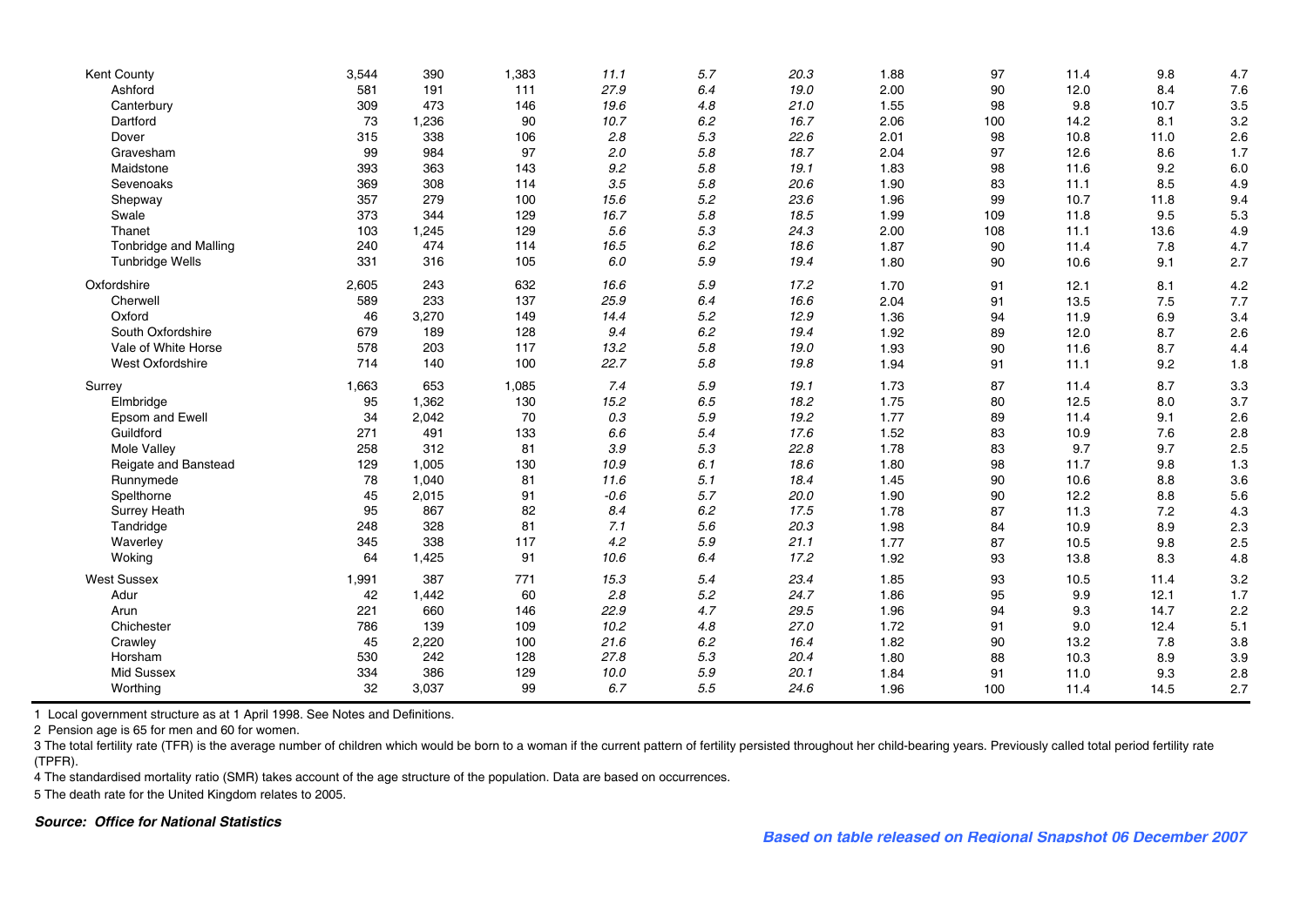| | | | | | | | | | | | |
|---|---|---|---|---|---|---|---|---|---|---|---|
| Kent County | 3,544 | 390 | 1,383 | *11.1* | *5.7* | *20.3* | 1.88 | 97 | 11.4 | 9.8 | 4.7 |
| Ashford | 581 | 191 | 111 | *27.9* | *6.4* | *19.0* | 2.00 | 90 | 12.0 | 8.4 | 7.6 |
| Canterbury | 309 | 473 | 146 | *19.6* | *4.8* | *21.0* | 1.55 | 98 | 9.8 | 10.7 | 3.5 |
| Dartford | 73 | 1,236 | 90 | *10.7* | *6.2* | *16.7* | 2.06 | 100 | 14.2 | 8.1 | 3.2 |
| Dover | 315 | 338 | 106 | *2.8* | *5.3* | *22.6* | 2.01 | 98 | 10.8 | 11.0 | 2.6 |
| Gravesham | 99 | 984 | 97 | *2.0* | *5.8* | *18.7* | 2.04 | 97 | 12.6 | 8.6 | 1.7 |
| Maidstone | 393 | 363 | 143 | *9.2* | *5.8* | *19.1* | 1.83 | 98 | 11.6 | 9.2 | 6.0 |
| Sevenoaks | 369 | 308 | 114 | *3.5* | *5.8* | *20.6* | 1.90 | 83 | 11.1 | 8.5 | 4.9 |
| Shepway | 357 | 279 | 100 | *15.6* | *5.2* | *23.6* | 1.96 | 99 | 10.7 | 11.8 | 9.4 |
| Swale | 373 | 344 | 129 | *16.7* | *5.8* | *18.5* | 1.99 | 109 | 11.8 | 9.5 | 5.3 |
| Thanet | 103 | 1,245 | 129 | *5.6* | *5.3* | *24.3* | 2.00 | 108 | 11.1 | 13.6 | 4.9 |
| Tonbridge and Malling | 240 | 474 | 114 | *16.5* | *6.2* | *18.6* | 1.87 | 90 | 11.4 | 7.8 | 4.7 |
| Tunbridge Wells | 331 | 316 | 105 | *6.0* | *5.9* | *19.4* | 1.80 | 90 | 10.6 | 9.1 | 2.7 |
| Oxfordshire | 2,605 | 243 | 632 | *16.6* | *5.9* | *17.2* | 1.70 | 91 | 12.1 | 8.1 | 4.2 |
| Cherwell | 589 | 233 | 137 | *25.9* | *6.4* | *16.6* | 2.04 | 91 | 13.5 | 7.5 | 7.7 |
| Oxford | 46 | 3,270 | 149 | *14.4* | *5.2* | *12.9* | 1.36 | 94 | 11.9 | 6.9 | 3.4 |
| South Oxfordshire | 679 | 189 | 128 | *9.4* | *6.2* | *19.4* | 1.92 | 89 | 12.0 | 8.7 | 2.6 |
| Vale of White Horse | 578 | 203 | 117 | *13.2* | *5.8* | *19.0* | 1.93 | 90 | 11.6 | 8.7 | 4.4 |
| West Oxfordshire | 714 | 140 | 100 | *22.7* | *5.8* | *19.8* | 1.94 | 91 | 11.1 | 9.2 | 1.8 |
| Surrey | 1,663 | 653 | 1,085 | *7.4* | *5.9* | *19.1* | 1.73 | 87 | 11.4 | 8.7 | 3.3 |
| Elmbridge | 95 | 1,362 | 130 | *15.2* | *6.5* | *18.2* | 1.75 | 80 | 12.5 | 8.0 | 3.7 |
| Epsom and Ewell | 34 | 2,042 | 70 | *0.3* | *5.9* | *19.2* | 1.77 | 89 | 11.4 | 9.1 | 2.6 |
| Guildford | 271 | 491 | 133 | *6.6* | *5.4* | *17.6* | 1.52 | 83 | 10.9 | 7.6 | 2.8 |
| Mole Valley | 258 | 312 | 81 | *3.9* | *5.3* | *22.8* | 1.78 | 83 | 9.7 | 9.7 | 2.5 |
| Reigate and Banstead | 129 | 1,005 | 130 | *10.9* | *6.1* | *18.6* | 1.80 | 98 | 11.7 | 9.8 | 1.3 |
| Runnymede | 78 | 1,040 | 81 | *11.6* | *5.1* | *18.4* | 1.45 | 90 | 10.6 | 8.8 | 3.6 |
| Spelthorne | 45 | 2,015 | 91 | *-0.6* | *5.7* | *20.0* | 1.90 | 90 | 12.2 | 8.8 | 5.6 |
| Surrey Heath | 95 | 867 | 82 | *8.4* | *6.2* | *17.5* | 1.78 | 87 | 11.3 | 7.2 | 4.3 |
| Tandridge | 248 | 328 | 81 | *7.1* | *5.6* | *20.3* | 1.98 | 84 | 10.9 | 8.9 | 2.3 |
| Waverley | 345 | 338 | 117 | *4.2* | *5.9* | *21.1* | 1.77 | 87 | 10.5 | 9.8 | 2.5 |
| Woking | 64 | 1,425 | 91 | *10.6* | *6.4* | *17.2* | 1.92 | 93 | 13.8 | 8.3 | 4.8 |
| West Sussex | 1,991 | 387 | 771 | *15.3* | *5.4* | *23.4* | 1.85 | 93 | 10.5 | 11.4 | 3.2 |
| Adur | 42 | 1,442 | 60 | *2.8* | *5.2* | *24.7* | 1.86 | 95 | 9.9 | 12.1 | 1.7 |
| Arun | 221 | 660 | 146 | *22.9* | *4.7* | *29.5* | 1.96 | 94 | 9.3 | 14.7 | 2.2 |
| Chichester | 786 | 139 | 109 | *10.2* | *4.8* | *27.0* | 1.72 | 91 | 9.0 | 12.4 | 5.1 |
| Crawley | 45 | 2,220 | 100 | *21.6* | *6.2* | *16.4* | 1.82 | 90 | 13.2 | 7.8 | 3.8 |
| Horsham | 530 | 242 | 128 | *27.8* | *5.3* | *20.4* | 1.80 | 88 | 10.3 | 8.9 | 3.9 |
| Mid Sussex | 334 | 386 | 129 | *10.0* | *5.9* | *20.1* | 1.84 | 91 | 11.0 | 9.3 | 2.8 |
| Worthing | 32 | 3,037 | 99 | *6.7* | *5.5* | *24.6* | 1.96 | 100 | 11.4 | 14.5 | 2.7 |

1 Local government structure as at 1 April 1998. See Notes and Definitions.

2 Pension age is 65 for men and 60 for women.

3 The total fertility rate (TFR) is the average number of children which would be born to a woman if the current pattern of fertility persisted throughout her child-bearing years. Previously called total period fertility rate (TPFR).

4 The standardised mortality ratio (SMR) takes account of the age structure of the population. Data are based on occurrences.

5 The death rate for the United Kingdom relates to 2005.

***Source: Office for National Statistics***

***Based on table released on Regional Snapshot 06 December 2007***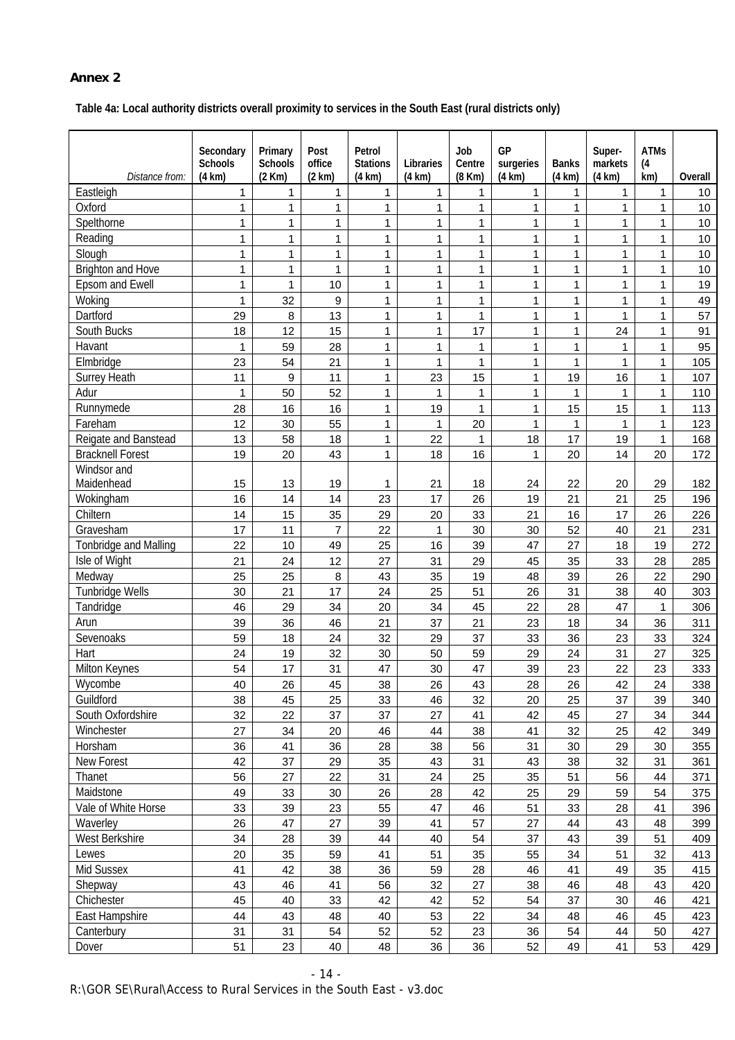**Annex 2**

**Table 4a: Local authority districts overall proximity to services in the South East (rural districts only)**

| *Distance from:* | Secondary Schools (4 km) | Primary Schools (2 Km) | Post office (2 km) | Petrol Stations (4 km) | Libraries (4 km) | Job Centre (8 Km) | GP surgeries (4 km) | Banks (4 km) | Super-markets (4 km) | ATMs (4 km) | Overall |
|---|---|---|---|---|---|---|---|---|---|---|---|
| Eastleigh | 1 | 1 | 1 | 1 | 1 | 1 | 1 | 1 | 1 | 1 | 10 |
| Oxford | 1 | 1 | 1 | 1 | 1 | 1 | 1 | 1 | 1 | 1 | 10 |
| Spelthorne | 1 | 1 | 1 | 1 | 1 | 1 | 1 | 1 | 1 | 1 | 10 |
| Reading | 1 | 1 | 1 | 1 | 1 | 1 | 1 | 1 | 1 | 1 | 10 |
| Slough | 1 | 1 | 1 | 1 | 1 | 1 | 1 | 1 | 1 | 1 | 10 |
| Brighton and Hove | 1 | 1 | 1 | 1 | 1 | 1 | 1 | 1 | 1 | 1 | 10 |
| Epsom and Ewell | 1 | 1 | 10 | 1 | 1 | 1 | 1 | 1 | 1 | 1 | 19 |
| Woking | 1 | 32 | 9 | 1 | 1 | 1 | 1 | 1 | 1 | 1 | 49 |
| Dartford | 29 | 8 | 13 | 1 | 1 | 1 | 1 | 1 | 1 | 1 | 57 |
| South Bucks | 18 | 12 | 15 | 1 | 1 | 17 | 1 | 1 | 24 | 1 | 91 |
| Havant | 1 | 59 | 28 | 1 | 1 | 1 | 1 | 1 | 1 | 1 | 95 |
| Elmbridge | 23 | 54 | 21 | 1 | 1 | 1 | 1 | 1 | 1 | 1 | 105 |
| Surrey Heath | 11 | 9 | 11 | 1 | 23 | 15 | 1 | 19 | 16 | 1 | 107 |
| Adur | 1 | 50 | 52 | 1 | 1 | 1 | 1 | 1 | 1 | 1 | 110 |
| Runnymede | 28 | 16 | 16 | 1 | 19 | 1 | 1 | 15 | 15 | 1 | 113 |
| Fareham | 12 | 30 | 55 | 1 | 1 | 20 | 1 | 1 | 1 | 1 | 123 |
| Reigate and Banstead | 13 | 58 | 18 | 1 | 22 | 1 | 18 | 17 | 19 | 1 | 168 |
| Bracknell Forest | 19 | 20 | 43 | 1 | 18 | 16 | 1 | 20 | 14 | 20 | 172 |
| Windsor and Maidenhead | 15 | 13 | 19 | 1 | 21 | 18 | 24 | 22 | 20 | 29 | 182 |
| Wokingham | 16 | 14 | 14 | 23 | 17 | 26 | 19 | 21 | 21 | 25 | 196 |
| Chiltern | 14 | 15 | 35 | 29 | 20 | 33 | 21 | 16 | 17 | 26 | 226 |
| Gravesham | 17 | 11 | 7 | 22 | 1 | 30 | 30 | 52 | 40 | 21 | 231 |
| Tonbridge and Malling | 22 | 10 | 49 | 25 | 16 | 39 | 47 | 27 | 18 | 19 | 272 |
| Isle of Wight | 21 | 24 | 12 | 27 | 31 | 29 | 45 | 35 | 33 | 28 | 285 |
| Medway | 25 | 25 | 8 | 43 | 35 | 19 | 48 | 39 | 26 | 22 | 290 |
| Tunbridge Wells | 30 | 21 | 17 | 24 | 25 | 51 | 26 | 31 | 38 | 40 | 303 |
| Tandridge | 46 | 29 | 34 | 20 | 34 | 45 | 22 | 28 | 47 | 1 | 306 |
| Arun | 39 | 36 | 46 | 21 | 37 | 21 | 23 | 18 | 34 | 36 | 311 |
| Sevenoaks | 59 | 18 | 24 | 32 | 29 | 37 | 33 | 36 | 23 | 33 | 324 |
| Hart | 24 | 19 | 32 | 30 | 50 | 59 | 29 | 24 | 31 | 27 | 325 |
| Milton Keynes | 54 | 17 | 31 | 47 | 30 | 47 | 39 | 23 | 22 | 23 | 333 |
| Wycombe | 40 | 26 | 45 | 38 | 26 | 43 | 28 | 26 | 42 | 24 | 338 |
| Guildford | 38 | 45 | 25 | 33 | 46 | 32 | 20 | 25 | 37 | 39 | 340 |
| South Oxfordshire | 32 | 22 | 37 | 37 | 27 | 41 | 42 | 45 | 27 | 34 | 344 |
| Winchester | 27 | 34 | 20 | 46 | 44 | 38 | 41 | 32 | 25 | 42 | 349 |
| Horsham | 36 | 41 | 36 | 28 | 38 | 56 | 31 | 30 | 29 | 30 | 355 |
| New Forest | 42 | 37 | 29 | 35 | 43 | 31 | 43 | 38 | 32 | 31 | 361 |
| Thanet | 56 | 27 | 22 | 31 | 24 | 25 | 35 | 51 | 56 | 44 | 371 |
| Maidstone | 49 | 33 | 30 | 26 | 28 | 42 | 25 | 29 | 59 | 54 | 375 |
| Vale of White Horse | 33 | 39 | 23 | 55 | 47 | 46 | 51 | 33 | 28 | 41 | 396 |
| Waverley | 26 | 47 | 27 | 39 | 41 | 57 | 27 | 44 | 43 | 48 | 399 |
| West Berkshire | 34 | 28 | 39 | 44 | 40 | 54 | 37 | 43 | 39 | 51 | 409 |
| Lewes | 20 | 35 | 59 | 41 | 51 | 35 | 55 | 34 | 51 | 32 | 413 |
| Mid Sussex | 41 | 42 | 38 | 36 | 59 | 28 | 46 | 41 | 49 | 35 | 415 |
| Shepway | 43 | 46 | 41 | 56 | 32 | 27 | 38 | 46 | 48 | 43 | 420 |
| Chichester | 45 | 40 | 33 | 42 | 42 | 52 | 54 | 37 | 30 | 46 | 421 |
| East Hampshire | 44 | 43 | 48 | 40 | 53 | 22 | 34 | 48 | 46 | 45 | 423 |
| Canterbury | 31 | 31 | 54 | 52 | 52 | 23 | 36 | 54 | 44 | 50 | 427 |
| Dover | 51 | 23 | 40 | 48 | 36 | 36 | 52 | 49 | 41 | 53 | 429 |

R:\GOR SE\Rural\Access to Rural Services in the South East - v3.doc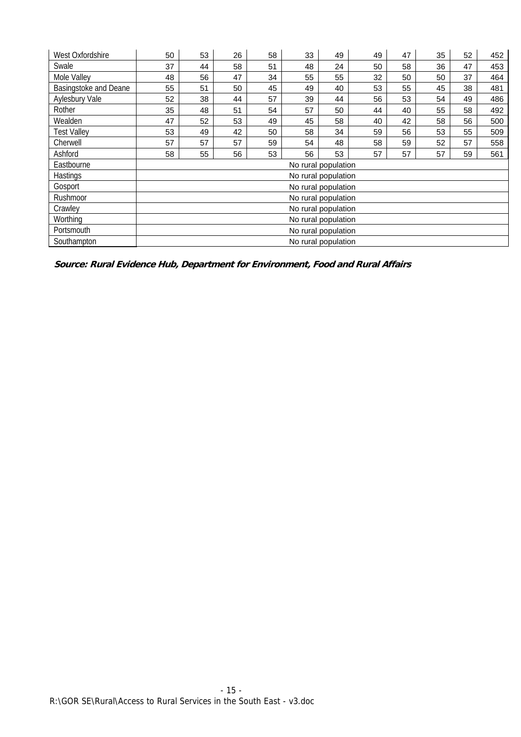| | | | | | | | | | | | |
|---|---|---|---|---|---|---|---|---|---|---|---|
| West Oxfordshire | 50 | 53 | 26 | 58 | 33 | 49 | 49 | 47 | 35 | 52 | 452 |
| Swale | 37 | 44 | 58 | 51 | 48 | 24 | 50 | 58 | 36 | 47 | 453 |
| Mole Valley | 48 | 56 | 47 | 34 | 55 | 55 | 32 | 50 | 50 | 37 | 464 |
| Basingstoke and Deane | 55 | 51 | 50 | 45 | 49 | 40 | 53 | 55 | 45 | 38 | 481 |
| Aylesbury Vale | 52 | 38 | 44 | 57 | 39 | 44 | 56 | 53 | 54 | 49 | 486 |
| Rother | 35 | 48 | 51 | 54 | 57 | 50 | 44 | 40 | 55 | 58 | 492 |
| Wealden | 47 | 52 | 53 | 49 | 45 | 58 | 40 | 42 | 58 | 56 | 500 |
| Test Valley | 53 | 49 | 42 | 50 | 58 | 34 | 59 | 56 | 53 | 55 | 509 |
| Cherwell | 57 | 57 | 57 | 59 | 54 | 48 | 58 | 59 | 52 | 57 | 558 |
| Ashford | 58 | 55 | 56 | 53 | 56 | 53 | 57 | 57 | 57 | 59 | 561 |
| Eastbourne | No rural population | | | | | | | | | | |
| Hastings | No rural population | | | | | | | | | | |
| Gosport | No rural population | | | | | | | | | | |
| Rushmoor | No rural population | | | | | | | | | | |
| Crawley | No rural population | | | | | | | | | | |
| Worthing | No rural population | | | | | | | | | | |
| Portsmouth | No rural population | | | | | | | | | | |
| Southampton | No rural population | | | | | | | | | | |

***Source: Rural Evidence Hub, Department for Environment, Food and Rural Affairs***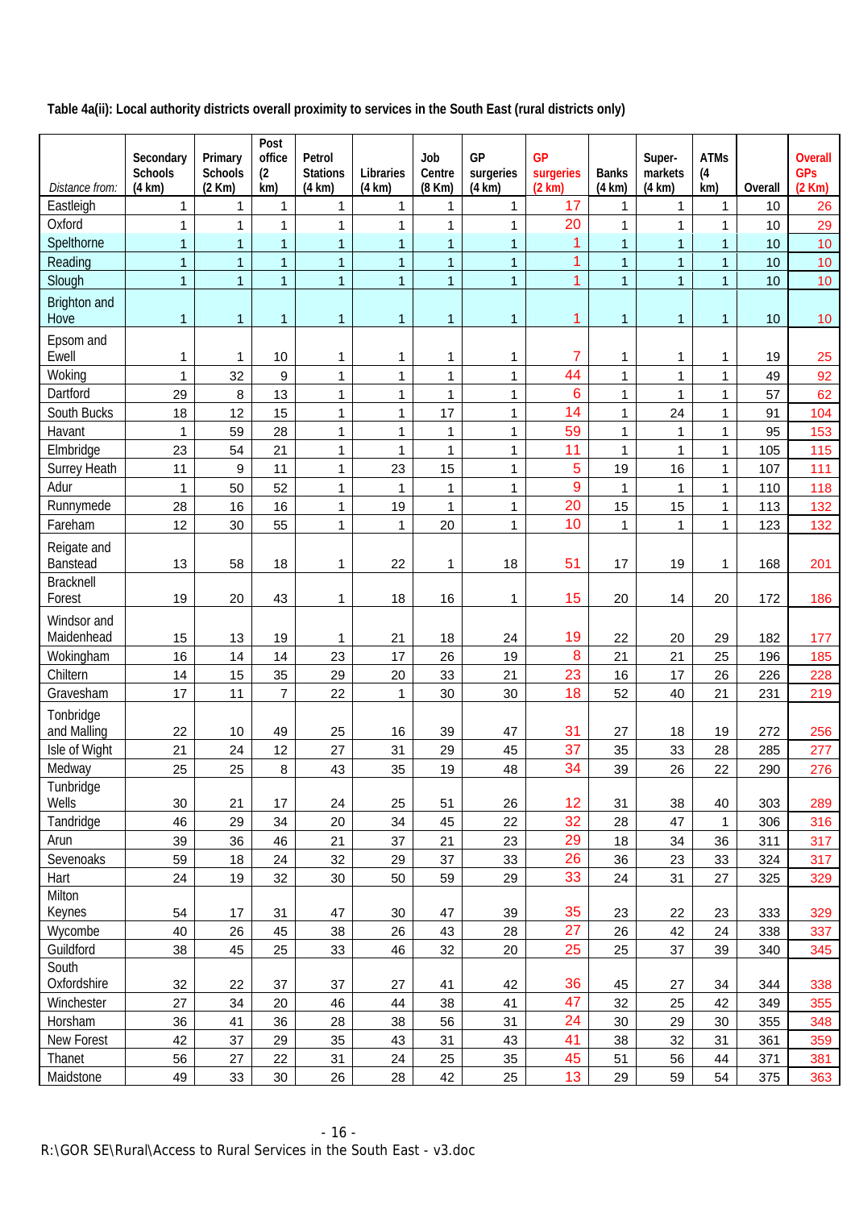**Table 4a(ii): Local authority districts overall proximity to services in the South East (rural districts only)**

| *Distance from:* | Secondary Schools (4 km) | Primary Schools (2 Km) | Post office (2 km) | Petrol Stations (4 km) | Libraries (4 km) | Job Centre (8 Km) | GP surgeries (4 km) | GP surgeries (2 km) | Banks (4 km) | Super-markets (4 km) | ATMs (4 km) | Overall | Overall GPs (2 Km) |
|---|---|---|---|---|---|---|---|---|---|---|---|---|---|
| Eastleigh | 1 | 1 | 1 | 1 | 1 | 1 | 1 | 17 | 1 | 1 | 1 | 10 | 26 |
| Oxford | 1 | 1 | 1 | 1 | 1 | 1 | 1 | 20 | 1 | 1 | 1 | 10 | 29 |
| Spelthorne | 1 | 1 | 1 | 1 | 1 | 1 | 1 | 1 | 1 | 1 | 1 | 10 | 10 |
| Reading | 1 | 1 | 1 | 1 | 1 | 1 | 1 | 1 | 1 | 1 | 1 | 10 | 10 |
| Slough | 1 | 1 | 1 | 1 | 1 | 1 | 1 | 1 | 1 | 1 | 1 | 10 | 10 |
| Brighton and Hove | 1 | 1 | 1 | 1 | 1 | 1 | 1 | 1 | 1 | 1 | 1 | 10 | 10 |
| Epsom and Ewell | 1 | 1 | 10 | 1 | 1 | 1 | 1 | 7 | 1 | 1 | 1 | 19 | 25 |
| Woking | 1 | 32 | 9 | 1 | 1 | 1 | 1 | 44 | 1 | 1 | 1 | 49 | 92 |
| Dartford | 29 | 8 | 13 | 1 | 1 | 1 | 1 | 6 | 1 | 1 | 1 | 57 | 62 |
| South Bucks | 18 | 12 | 15 | 1 | 1 | 17 | 1 | 14 | 1 | 24 | 1 | 91 | 104 |
| Havant | 1 | 59 | 28 | 1 | 1 | 1 | 1 | 59 | 1 | 1 | 1 | 95 | 153 |
| Elmbridge | 23 | 54 | 21 | 1 | 1 | 1 | 1 | 11 | 1 | 1 | 1 | 105 | 115 |
| Surrey Heath | 11 | 9 | 11 | 1 | 23 | 15 | 1 | 5 | 19 | 16 | 1 | 107 | 111 |
| Adur | 1 | 50 | 52 | 1 | 1 | 1 | 1 | 9 | 1 | 1 | 1 | 110 | 118 |
| Runnymede | 28 | 16 | 16 | 1 | 19 | 1 | 1 | 20 | 15 | 15 | 1 | 113 | 132 |
| Fareham | 12 | 30 | 55 | 1 | 1 | 20 | 1 | 10 | 1 | 1 | 1 | 123 | 132 |
| Reigate and Banstead | 13 | 58 | 18 | 1 | 22 | 1 | 18 | 51 | 17 | 19 | 1 | 168 | 201 |
| Bracknell Forest | 19 | 20 | 43 | 1 | 18 | 16 | 1 | 15 | 20 | 14 | 20 | 172 | 186 |
| Windsor and Maidenhead | 15 | 13 | 19 | 1 | 21 | 18 | 24 | 19 | 22 | 20 | 29 | 182 | 177 |
| Wokingham | 16 | 14 | 14 | 23 | 17 | 26 | 19 | 8 | 21 | 21 | 25 | 196 | 185 |
| Chiltern | 14 | 15 | 35 | 29 | 20 | 33 | 21 | 23 | 16 | 17 | 26 | 226 | 228 |
| Gravesham | 17 | 11 | 7 | 22 | 1 | 30 | 30 | 18 | 52 | 40 | 21 | 231 | 219 |
| Tonbridge and Malling | 22 | 10 | 49 | 25 | 16 | 39 | 47 | 31 | 27 | 18 | 19 | 272 | 256 |
| Isle of Wight | 21 | 24 | 12 | 27 | 31 | 29 | 45 | 37 | 35 | 33 | 28 | 285 | 277 |
| Medway | 25 | 25 | 8 | 43 | 35 | 19 | 48 | 34 | 39 | 26 | 22 | 290 | 276 |
| Tunbridge Wells | 30 | 21 | 17 | 24 | 25 | 51 | 26 | 12 | 31 | 38 | 40 | 303 | 289 |
| Tandridge | 46 | 29 | 34 | 20 | 34 | 45 | 22 | 32 | 28 | 47 | 1 | 306 | 316 |
| Arun | 39 | 36 | 46 | 21 | 37 | 21 | 23 | 29 | 18 | 34 | 36 | 311 | 317 |
| Sevenoaks | 59 | 18 | 24 | 32 | 29 | 37 | 33 | 26 | 36 | 23 | 33 | 324 | 317 |
| Hart | 24 | 19 | 32 | 30 | 50 | 59 | 29 | 33 | 24 | 31 | 27 | 325 | 329 |
| Milton Keynes | 54 | 17 | 31 | 47 | 30 | 47 | 39 | 35 | 23 | 22 | 23 | 333 | 329 |
| Wycombe | 40 | 26 | 45 | 38 | 26 | 43 | 28 | 27 | 26 | 42 | 24 | 338 | 337 |
| Guildford | 38 | 45 | 25 | 33 | 46 | 32 | 20 | 25 | 25 | 37 | 39 | 340 | 345 |
| South Oxfordshire | 32 | 22 | 37 | 37 | 27 | 41 | 42 | 36 | 45 | 27 | 34 | 344 | 338 |
| Winchester | 27 | 34 | 20 | 46 | 44 | 38 | 41 | 47 | 32 | 25 | 42 | 349 | 355 |
| Horsham | 36 | 41 | 36 | 28 | 38 | 56 | 31 | 24 | 30 | 29 | 30 | 355 | 348 |
| New Forest | 42 | 37 | 29 | 35 | 43 | 31 | 43 | 41 | 38 | 32 | 31 | 361 | 359 |
| Thanet | 56 | 27 | 22 | 31 | 24 | 25 | 35 | 45 | 51 | 56 | 44 | 371 | 381 |
| Maidstone | 49 | 33 | 30 | 26 | 28 | 42 | 25 | 13 | 29 | 59 | 54 | 375 | 363 |

R:\GOR SE\Rural\Access to Rural Services in the South East - v3.doc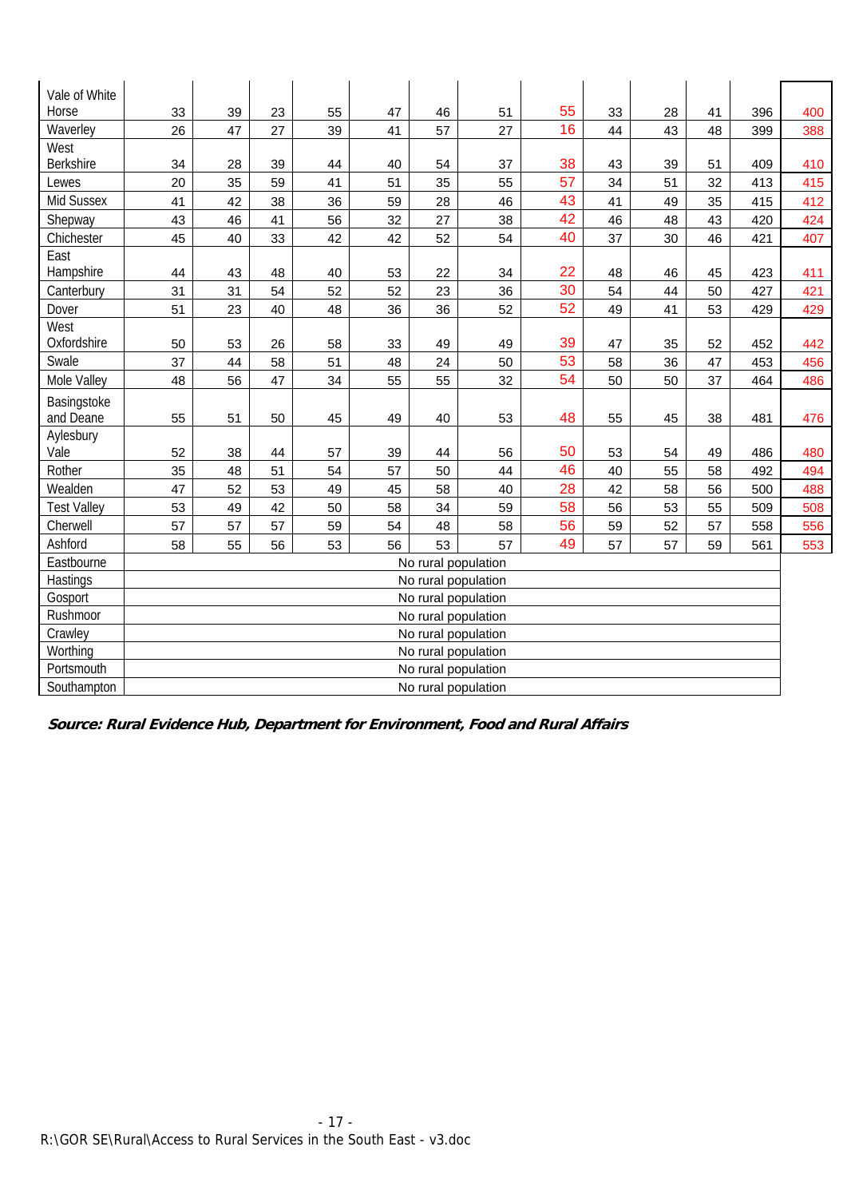| | | | | | | | | | | | | | |
|---|---|---|---|---|---|---|---|---|---|---|---|---|---|
| Vale of White Horse | 33 | 39 | 23 | 55 | 47 | 46 | 51 | 55 | 33 | 28 | 41 | 396 | 400 |
| Waverley | 26 | 47 | 27 | 39 | 41 | 57 | 27 | 16 | 44 | 43 | 48 | 399 | 388 |
| West Berkshire | 34 | 28 | 39 | 44 | 40 | 54 | 37 | 38 | 43 | 39 | 51 | 409 | 410 |
| Lewes | 20 | 35 | 59 | 41 | 51 | 35 | 55 | 57 | 34 | 51 | 32 | 413 | 415 |
| Mid Sussex | 41 | 42 | 38 | 36 | 59 | 28 | 46 | 43 | 41 | 49 | 35 | 415 | 412 |
| Shepway | 43 | 46 | 41 | 56 | 32 | 27 | 38 | 42 | 46 | 48 | 43 | 420 | 424 |
| Chichester | 45 | 40 | 33 | 42 | 42 | 52 | 54 | 40 | 37 | 30 | 46 | 421 | 407 |
| East Hampshire | 44 | 43 | 48 | 40 | 53 | 22 | 34 | 22 | 48 | 46 | 45 | 423 | 411 |
| Canterbury | 31 | 31 | 54 | 52 | 52 | 23 | 36 | 30 | 54 | 44 | 50 | 427 | 421 |
| Dover | 51 | 23 | 40 | 48 | 36 | 36 | 52 | 52 | 49 | 41 | 53 | 429 | 429 |
| West Oxfordshire | 50 | 53 | 26 | 58 | 33 | 49 | 49 | 39 | 47 | 35 | 52 | 452 | 442 |
| Swale | 37 | 44 | 58 | 51 | 48 | 24 | 50 | 53 | 58 | 36 | 47 | 453 | 456 |
| Mole Valley | 48 | 56 | 47 | 34 | 55 | 55 | 32 | 54 | 50 | 50 | 37 | 464 | 486 |
| Basingstoke and Deane | 55 | 51 | 50 | 45 | 49 | 40 | 53 | 48 | 55 | 45 | 38 | 481 | 476 |
| Aylesbury Vale | 52 | 38 | 44 | 57 | 39 | 44 | 56 | 50 | 53 | 54 | 49 | 486 | 480 |
| Rother | 35 | 48 | 51 | 54 | 57 | 50 | 44 | 46 | 40 | 55 | 58 | 492 | 494 |
| Wealden | 47 | 52 | 53 | 49 | 45 | 58 | 40 | 28 | 42 | 58 | 56 | 500 | 488 |
| Test Valley | 53 | 49 | 42 | 50 | 58 | 34 | 59 | 58 | 56 | 53 | 55 | 509 | 508 |
| Cherwell | 57 | 57 | 57 | 59 | 54 | 48 | 58 | 56 | 59 | 52 | 57 | 558 | 556 |
| Ashford | 58 | 55 | 56 | 53 | 56 | 53 | 57 | 49 | 57 | 57 | 59 | 561 | 553 |
| Eastbourne | No rural population | | | | | | | | | | | | |
| Hastings | No rural population | | | | | | | | | | | | |
| Gosport | No rural population | | | | | | | | | | | | |
| Rushmoor | No rural population | | | | | | | | | | | | |
| Crawley | No rural population | | | | | | | | | | | | |
| Worthing | No rural population | | | | | | | | | | | | |
| Portsmouth | No rural population | | | | | | | | | | | | |
| Southampton | No rural population | | | | | | | | | | | | |

***Source: Rural Evidence Hub, Department for Environment, Food and Rural Affairs***

R:\GOR SE\Rural\Access to Rural Services in the South East - v3.doc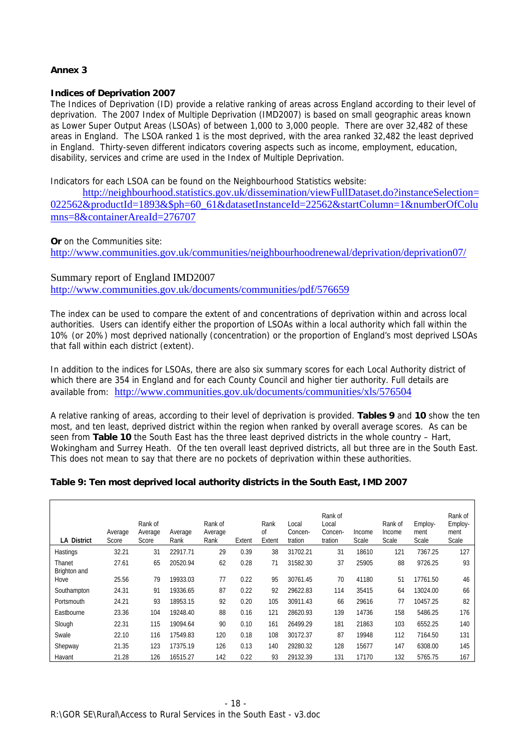**Annex 3**

**Indices of Deprivation 2007**

The Indices of Deprivation (ID) provide a relative ranking of areas across England according to their level of deprivation. The 2007 Index of Multiple Deprivation (IMD2007) is based on small geographic areas known as Lower Super Output Areas (LSOAs) of between 1,000 to 3,000 people. There are over 32,482 of these areas in England. The LSOA ranked 1 is the most deprived, with the area ranked 32,482 the least deprived in England. Thirty-seven different indicators covering aspects such as income, employment, education, disability, services and crime are used in the Index of Multiple Deprivation.

Indicators for each LSOA can be found on the Neighbourhood Statistics website:

http://neighbourhood.statistics.gov.uk/dissemination/viewFullDataset.do?instanceSelection=022562&productId=1893&$ph=60_61&datasetInstanceId=22562&startColumn=1&numberOfColumns=8&containerAreaId=276707

**Or** on the Communities site:
http://www.communities.gov.uk/communities/neighbourhoodrenewal/deprivation/deprivation07/

Summary report of England IMD2007
http://www.communities.gov.uk/documents/communities/pdf/576659

The index can be used to compare the extent of and concentrations of deprivation within and across local authorities. Users can identify either the proportion of LSOAs within a local authority which fall within the 10% (or 20%) most deprived nationally (concentration) or the proportion of England's most deprived LSOAs that fall within each district (extent).

In addition to the indices for LSOAs, there are also six summary scores for each Local Authority district of which there are 354 in England and for each County Council and higher tier authority. Full details are available from: http://www.communities.gov.uk/documents/communities/xls/576504

A relative ranking of areas, according to their level of deprivation is provided. **Tables 9** and **10** show the ten most, and ten least, deprived district within the region when ranked by overall average scores. As can be seen from **Table 10** the South East has the three least deprived districts in the whole country – Hart, Wokingham and Surrey Heath. Of the ten overall least deprived districts, all but three are in the South East. This does not mean to say that there are no pockets of deprivation within these authorities.

**Table 9: Ten most deprived local authority districts in the South East, IMD 2007**

| LA District | Average Score | Rank of Average Score | Average Rank | Rank of Average Rank | Extent | Rank of Extent | Local Concen-tration | Rank of Local Concen-tration | Income Scale | Rank of Income Scale | Employ-ment Scale | Rank of Employ-ment Scale |
|---|---|---|---|---|---|---|---|---|---|---|---|---|
| Hastings | 32.21 | 31 | 22917.71 | 29 | 0.39 | 38 | 31702.21 | 31 | 18610 | 121 | 7367.25 | 127 |
| Thanet | 27.61 | 65 | 20520.94 | 62 | 0.28 | 71 | 31582.30 | 37 | 25905 | 88 | 9726.25 | 93 |
| Brighton and Hove | 25.56 | 79 | 19933.03 | 77 | 0.22 | 95 | 30761.45 | 70 | 41180 | 51 | 17761.50 | 46 |
| Southampton | 24.31 | 91 | 19336.65 | 87 | 0.22 | 92 | 29622.83 | 114 | 35415 | 64 | 13024.00 | 66 |
| Portsmouth | 24.21 | 93 | 18953.15 | 92 | 0.20 | 105 | 30911.43 | 66 | 29616 | 77 | 10457.25 | 82 |
| Eastbourne | 23.36 | 104 | 19248.40 | 88 | 0.16 | 121 | 28620.93 | 139 | 14736 | 158 | 5486.25 | 176 |
| Slough | 22.31 | 115 | 19094.64 | 90 | 0.10 | 161 | 26499.29 | 181 | 21863 | 103 | 6552.25 | 140 |
| Swale | 22.10 | 116 | 17549.83 | 120 | 0.18 | 108 | 30172.37 | 87 | 19948 | 112 | 7164.50 | 131 |
| Shepway | 21.35 | 123 | 17375.19 | 126 | 0.13 | 140 | 29280.32 | 128 | 15677 | 147 | 6308.00 | 145 |
| Havant | 21.28 | 126 | 16515.27 | 142 | 0.22 | 93 | 29132.39 | 131 | 17170 | 132 | 5765.75 | 167 |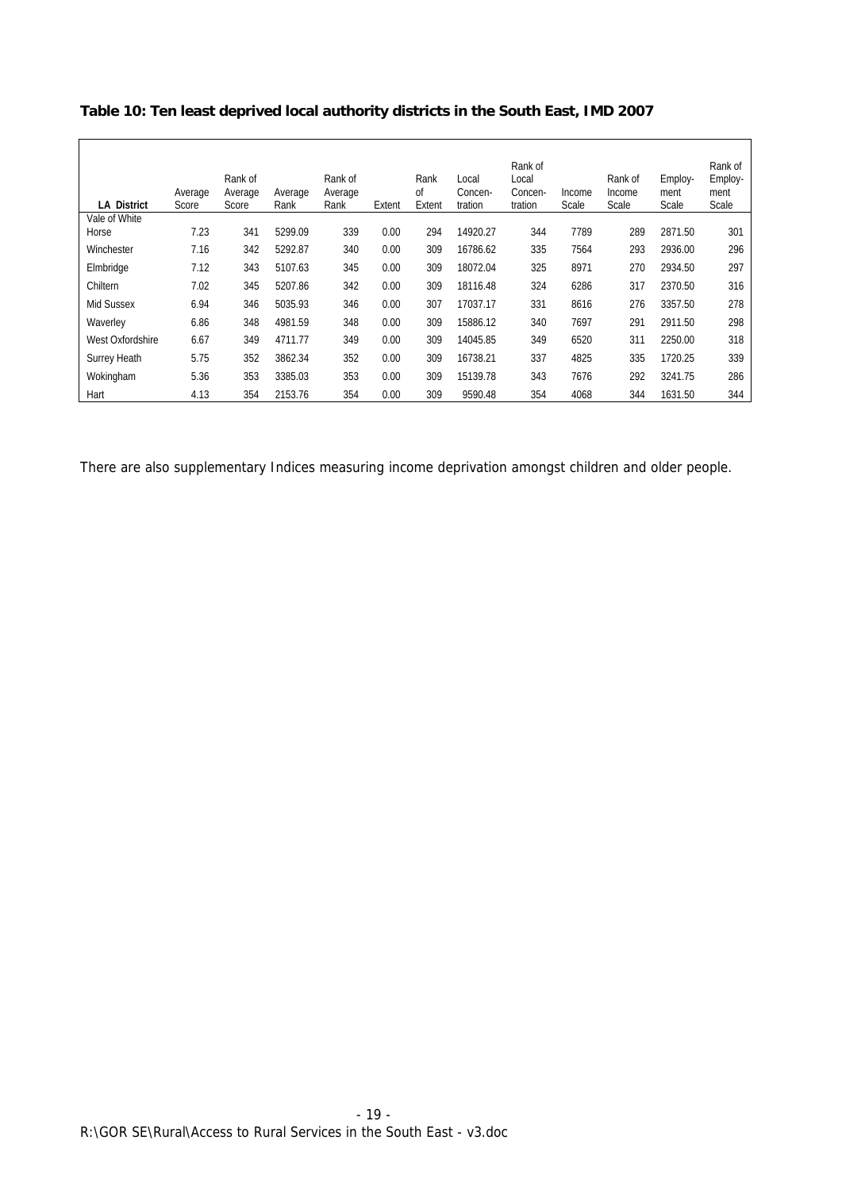**Table 10: Ten least deprived local authority districts in the South East, IMD 2007**

| LA District | Average Score | Rank of Average Score | Average Rank | Rank of Average Rank | Extent | Rank of Extent | Local Concen-tration | Rank of Local Concen-tration | Income Scale | Rank of Income Scale | Employ-ment Scale | Rank of Employ-ment Scale |
|---|---|---|---|---|---|---|---|---|---|---|---|---|
| Vale of White Horse | 7.23 | 341 | 5299.09 | 339 | 0.00 | 294 | 14920.27 | 344 | 7789 | 289 | 2871.50 | 301 |
| Winchester | 7.16 | 342 | 5292.87 | 340 | 0.00 | 309 | 16786.62 | 335 | 7564 | 293 | 2936.00 | 296 |
| Elmbridge | 7.12 | 343 | 5107.63 | 345 | 0.00 | 309 | 18072.04 | 325 | 8971 | 270 | 2934.50 | 297 |
| Chiltern | 7.02 | 345 | 5207.86 | 342 | 0.00 | 309 | 18116.48 | 324 | 6286 | 317 | 2370.50 | 316 |
| Mid Sussex | 6.94 | 346 | 5035.93 | 346 | 0.00 | 307 | 17037.17 | 331 | 8616 | 276 | 3357.50 | 278 |
| Waverley | 6.86 | 348 | 4981.59 | 348 | 0.00 | 309 | 15886.12 | 340 | 7697 | 291 | 2911.50 | 298 |
| West Oxfordshire | 6.67 | 349 | 4711.77 | 349 | 0.00 | 309 | 14045.85 | 349 | 6520 | 311 | 2250.00 | 318 |
| Surrey Heath | 5.75 | 352 | 3862.34 | 352 | 0.00 | 309 | 16738.21 | 337 | 4825 | 335 | 1720.25 | 339 |
| Wokingham | 5.36 | 353 | 3385.03 | 353 | 0.00 | 309 | 15139.78 | 343 | 7676 | 292 | 3241.75 | 286 |
| Hart | 4.13 | 354 | 2153.76 | 354 | 0.00 | 309 | 9590.48 | 354 | 4068 | 344 | 1631.50 | 344 |

There are also supplementary Indices measuring income deprivation amongst children and older people.